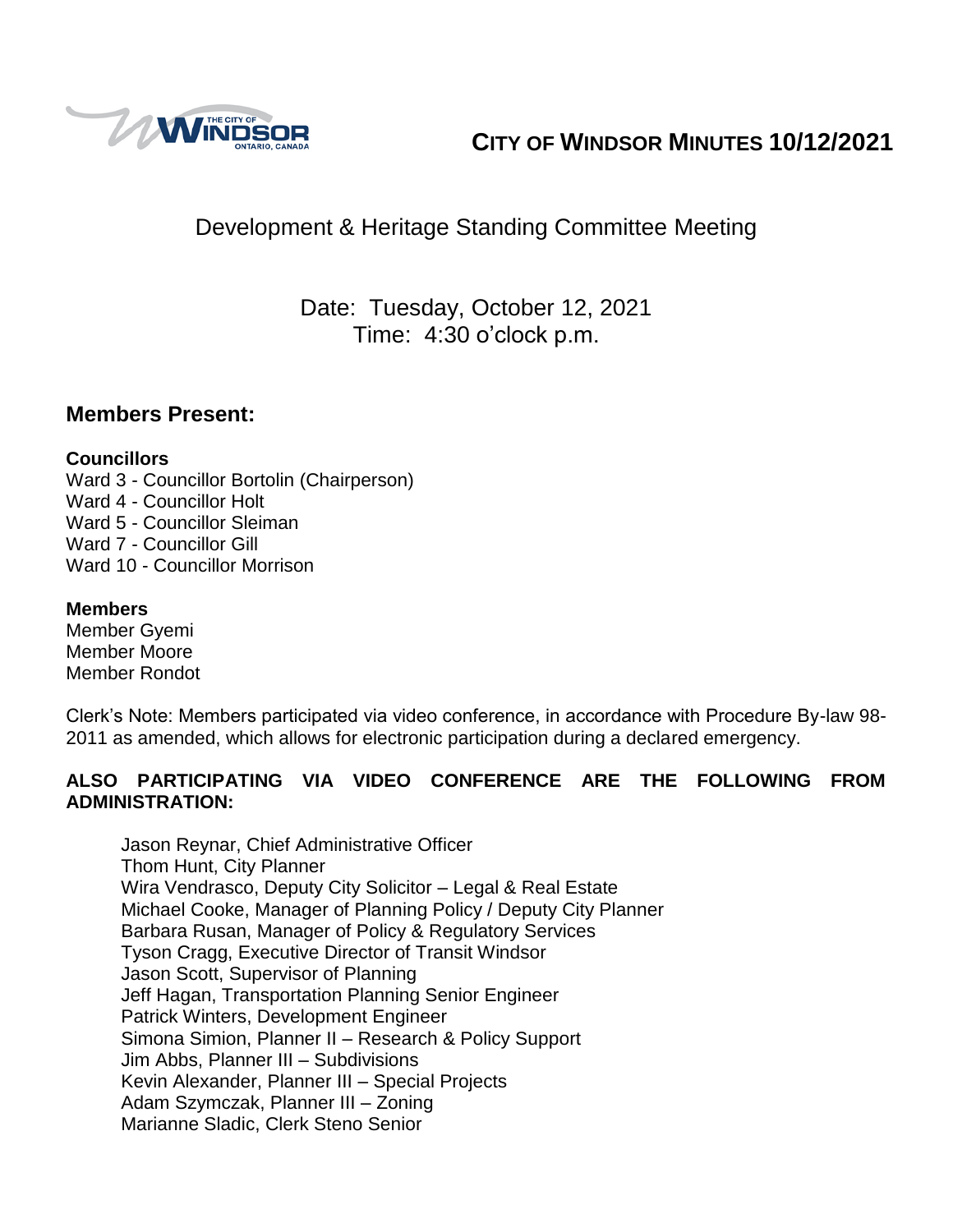# CITY OF WINDSOR MINUTES 10/12/2021

## Development & Heritage Standing Committee Meeting

Date: Tuesday, October 12, 2021
Time: 4:30 o'clock p.m.

## Members Present:

**Councillors**
Ward 3 - Councillor Bortolin (Chairperson)
Ward 4 - Councillor Holt
Ward 5 - Councillor Sleiman
Ward 7 - Councillor Gill
Ward 10 - Councillor Morrison

**Members**
Member Gyemi
Member Moore
Member Rondot

Clerk's Note: Members participated via video conference, in accordance with Procedure By-law 98-2011 as amended, which allows for electronic participation during a declared emergency.

**ALSO PARTICIPATING VIA VIDEO CONFERENCE ARE THE FOLLOWING FROM ADMINISTRATION:**

Jason Reynar, Chief Administrative Officer
Thom Hunt, City Planner
Wira Vendrasco, Deputy City Solicitor – Legal & Real Estate
Michael Cooke, Manager of Planning Policy / Deputy City Planner
Barbara Rusan, Manager of Policy & Regulatory Services
Tyson Cragg, Executive Director of Transit Windsor
Jason Scott, Supervisor of Planning
Jeff Hagan, Transportation Planning Senior Engineer
Patrick Winters, Development Engineer
Simona Simion, Planner II – Research & Policy Support
Jim Abbs, Planner III – Subdivisions
Kevin Alexander, Planner III – Special Projects
Adam Szymczak, Planner III – Zoning
Marianne Sladic, Clerk Steno Senior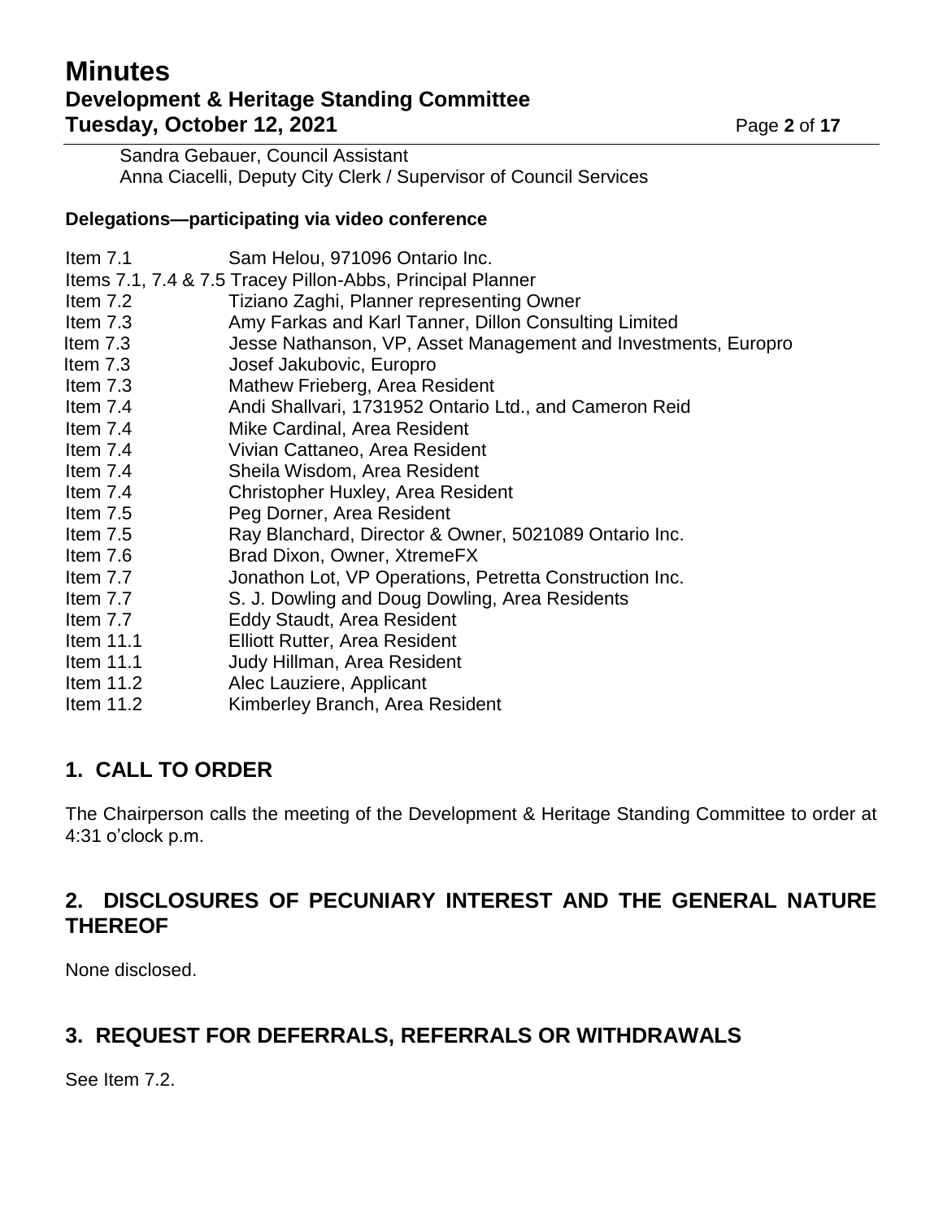Sandra Gebauer, Council Assistant
Anna Ciacelli, Deputy City Clerk / Supervisor of Council Services

**Delegations—participating via video conference**

| | |
|---|---|
| Item 7.1 | Sam Helou, 971096 Ontario Inc. |
| Items 7.1, 7.4 & 7.5 | Tracey Pillon-Abbs, Principal Planner |
| Item 7.2 | Tiziano Zaghi, Planner representing Owner |
| Item 7.3 | Amy Farkas and Karl Tanner, Dillon Consulting Limited |
| Item 7.3 | Jesse Nathanson, VP, Asset Management and Investments, Europro |
| Item 7.3 | Josef Jakubovic, Europro |
| Item 7.3 | Mathew Frieberg, Area Resident |
| Item 7.4 | Andi Shallvari, 1731952 Ontario Ltd., and Cameron Reid |
| Item 7.4 | Mike Cardinal, Area Resident |
| Item 7.4 | Vivian Cattaneo, Area Resident |
| Item 7.4 | Sheila Wisdom, Area Resident |
| Item 7.4 | Christopher Huxley, Area Resident |
| Item 7.5 | Peg Dorner, Area Resident |
| Item 7.5 | Ray Blanchard, Director & Owner, 5021089 Ontario Inc. |
| Item 7.6 | Brad Dixon, Owner, XtremeFX |
| Item 7.7 | Jonathon Lot, VP Operations, Petretta Construction Inc. |
| Item 7.7 | S. J. Dowling and Doug Dowling, Area Residents |
| Item 7.7 | Eddy Staudt, Area Resident |
| Item 11.1 | Elliott Rutter, Area Resident |
| Item 11.1 | Judy Hillman, Area Resident |
| Item 11.2 | Alec Lauziere, Applicant |
| Item 11.2 | Kimberley Branch, Area Resident |

## 1. CALL TO ORDER

The Chairperson calls the meeting of the Development & Heritage Standing Committee to order at 4:31 o'clock p.m.

## 2. DISCLOSURES OF PECUNIARY INTEREST AND THE GENERAL NATURE THEREOF

None disclosed.

## 3. REQUEST FOR DEFERRALS, REFERRALS OR WITHDRAWALS

See Item 7.2.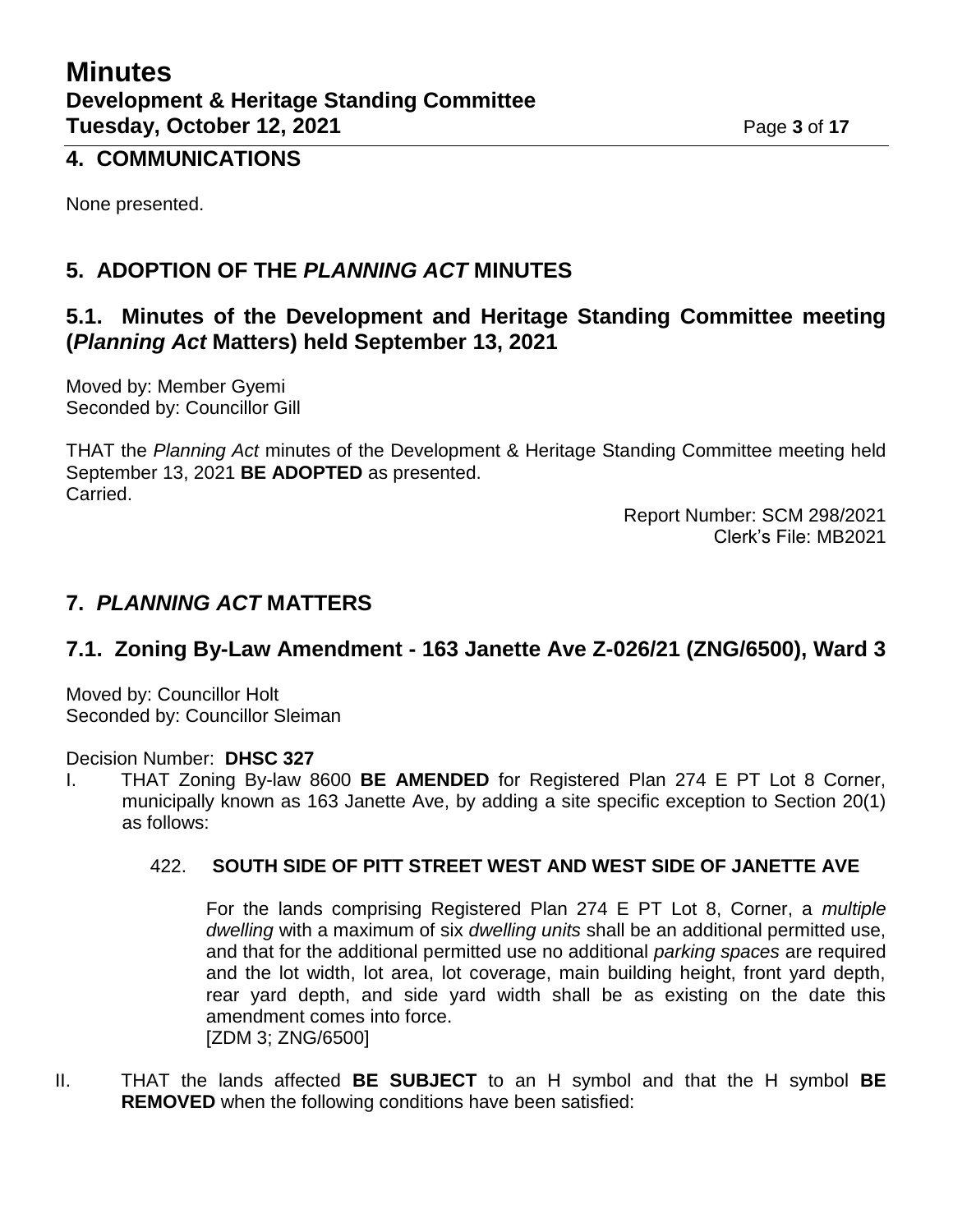## 4. COMMUNICATIONS

None presented.

## 5. ADOPTION OF THE *PLANNING ACT* MINUTES

### 5.1. Minutes of the Development and Heritage Standing Committee meeting (*Planning Act* Matters) held September 13, 2021

Moved by: Member Gyemi
Seconded by: Councillor Gill

THAT the *Planning Act* minutes of the Development & Heritage Standing Committee meeting held September 13, 2021 **BE ADOPTED** as presented.
Carried.

Report Number: SCM 298/2021
Clerk's File: MB2021

## 7. *PLANNING ACT* MATTERS

### 7.1. Zoning By-Law Amendment - 163 Janette Ave Z-026/21 (ZNG/6500), Ward 3

Moved by: Councillor Holt
Seconded by: Councillor Sleiman

Decision Number: **DHSC 327**

I. THAT Zoning By-law 8600 **BE AMENDED** for Registered Plan 274 E PT Lot 8 Corner, municipally known as 163 Janette Ave, by adding a site specific exception to Section 20(1) as follows:

   422. **SOUTH SIDE OF PITT STREET WEST AND WEST SIDE OF JANETTE AVE**

   For the lands comprising Registered Plan 274 E PT Lot 8, Corner, a *multiple dwelling* with a maximum of six *dwelling units* shall be an additional permitted use, and that for the additional permitted use no additional *parking spaces* are required and the lot width, lot area, lot coverage, main building height, front yard depth, rear yard depth, and side yard width shall be as existing on the date this amendment comes into force.
   [ZDM 3; ZNG/6500]

II. THAT the lands affected **BE SUBJECT** to an H symbol and that the H symbol **BE REMOVED** when the following conditions have been satisfied: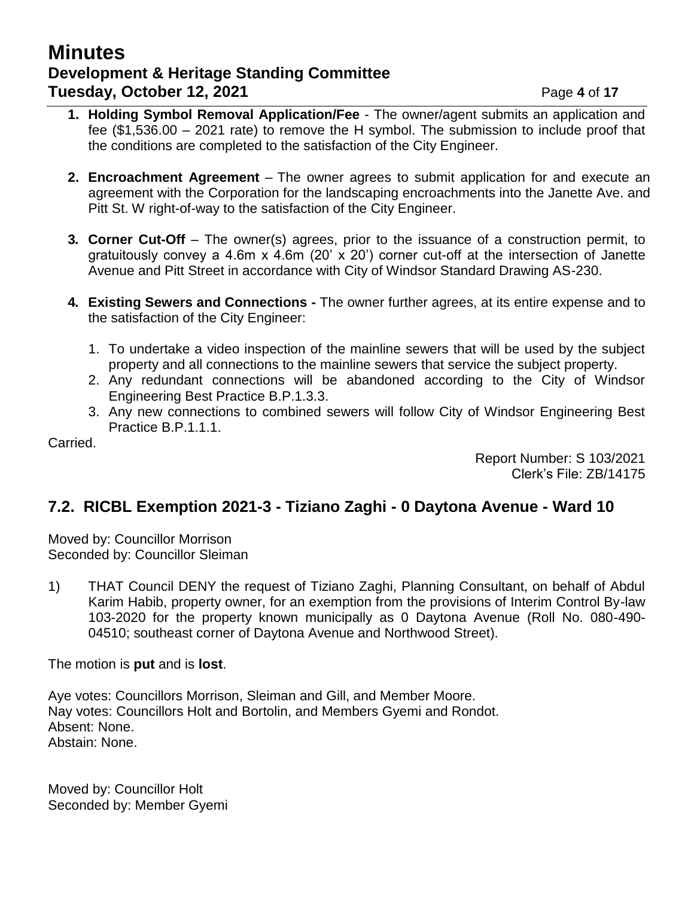1. **Holding Symbol Removal Application/Fee** - The owner/agent submits an application and fee ($1,536.00 – 2021 rate) to remove the H symbol. The submission to include proof that the conditions are completed to the satisfaction of the City Engineer.

2. **Encroachment Agreement** – The owner agrees to submit application for and execute an agreement with the Corporation for the landscaping encroachments into the Janette Ave. and Pitt St. W right-of-way to the satisfaction of the City Engineer.

3. **Corner Cut-Off** – The owner(s) agrees, prior to the issuance of a construction permit, to gratuitously convey a 4.6m x 4.6m (20' x 20') corner cut-off at the intersection of Janette Avenue and Pitt Street in accordance with City of Windsor Standard Drawing AS-230.

4. **Existing Sewers and Connections -** The owner further agrees, at its entire expense and to the satisfaction of the City Engineer:

   1. To undertake a video inspection of the mainline sewers that will be used by the subject property and all connections to the mainline sewers that service the subject property.
   2. Any redundant connections will be abandoned according to the City of Windsor Engineering Best Practice B.P.1.3.3.
   3. Any new connections to combined sewers will follow City of Windsor Engineering Best Practice B.P.1.1.1.

Carried.

Report Number: S 103/2021
Clerk's File: ZB/14175

## 7.2. RICBL Exemption 2021-3 - Tiziano Zaghi - 0 Daytona Avenue - Ward 10

Moved by: Councillor Morrison
Seconded by: Councillor Sleiman

1) THAT Council DENY the request of Tiziano Zaghi, Planning Consultant, on behalf of Abdul Karim Habib, property owner, for an exemption from the provisions of Interim Control By-law 103-2020 for the property known municipally as 0 Daytona Avenue (Roll No. 080-490-04510; southeast corner of Daytona Avenue and Northwood Street).

The motion is **put** and is **lost**.

Aye votes: Councillors Morrison, Sleiman and Gill, and Member Moore.
Nay votes: Councillors Holt and Bortolin, and Members Gyemi and Rondot.
Absent: None.
Abstain: None.

Moved by: Councillor Holt
Seconded by: Member Gyemi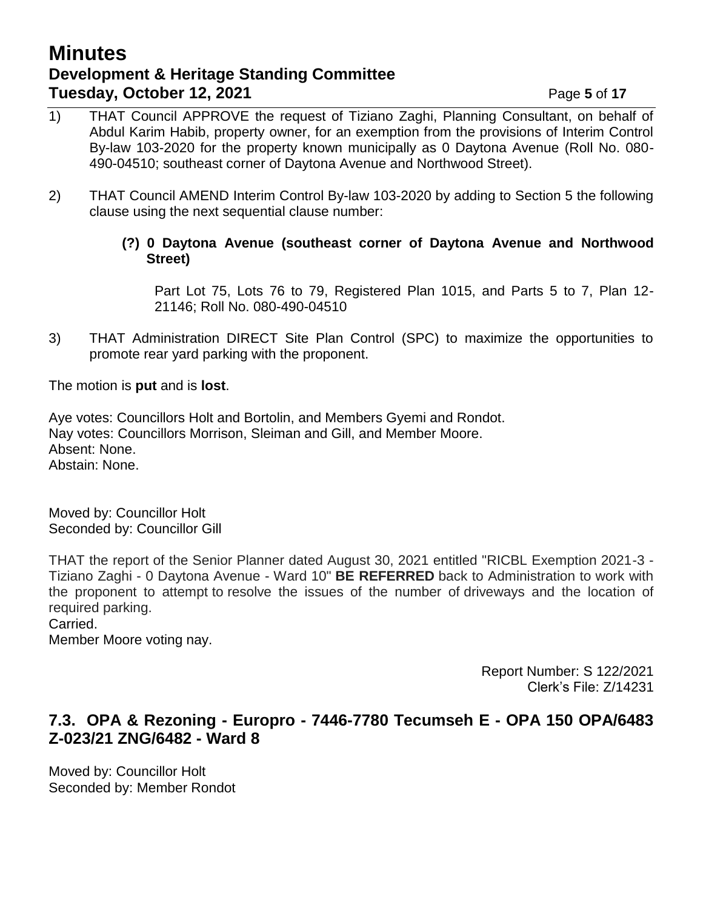1) THAT Council APPROVE the request of Tiziano Zaghi, Planning Consultant, on behalf of Abdul Karim Habib, property owner, for an exemption from the provisions of Interim Control By-law 103-2020 for the property known municipally as 0 Daytona Avenue (Roll No. 080-490-04510; southeast corner of Daytona Avenue and Northwood Street).

2) THAT Council AMEND Interim Control By-law 103-2020 by adding to Section 5 the following clause using the next sequential clause number:

   **(?) 0 Daytona Avenue (southeast corner of Daytona Avenue and Northwood Street)**

   Part Lot 75, Lots 76 to 79, Registered Plan 1015, and Parts 5 to 7, Plan 12-21146; Roll No. 080-490-04510

3) THAT Administration DIRECT Site Plan Control (SPC) to maximize the opportunities to promote rear yard parking with the proponent.

The motion is **put** and is **lost**.

Aye votes: Councillors Holt and Bortolin, and Members Gyemi and Rondot.
Nay votes: Councillors Morrison, Sleiman and Gill, and Member Moore.
Absent: None.
Abstain: None.

Moved by: Councillor Holt
Seconded by: Councillor Gill

THAT the report of the Senior Planner dated August 30, 2021 entitled "RICBL Exemption 2021-3 - Tiziano Zaghi - 0 Daytona Avenue - Ward 10" **BE REFERRED** back to Administration to work with the proponent to attempt to resolve the issues of the number of driveways and the location of required parking.
Carried.
Member Moore voting nay.

Report Number: S 122/2021
Clerk's File: Z/14231

## 7.3. OPA & Rezoning - Europro - 7446-7780 Tecumseh E - OPA 150 OPA/6483 Z-023/21 ZNG/6482 - Ward 8

Moved by: Councillor Holt
Seconded by: Member Rondot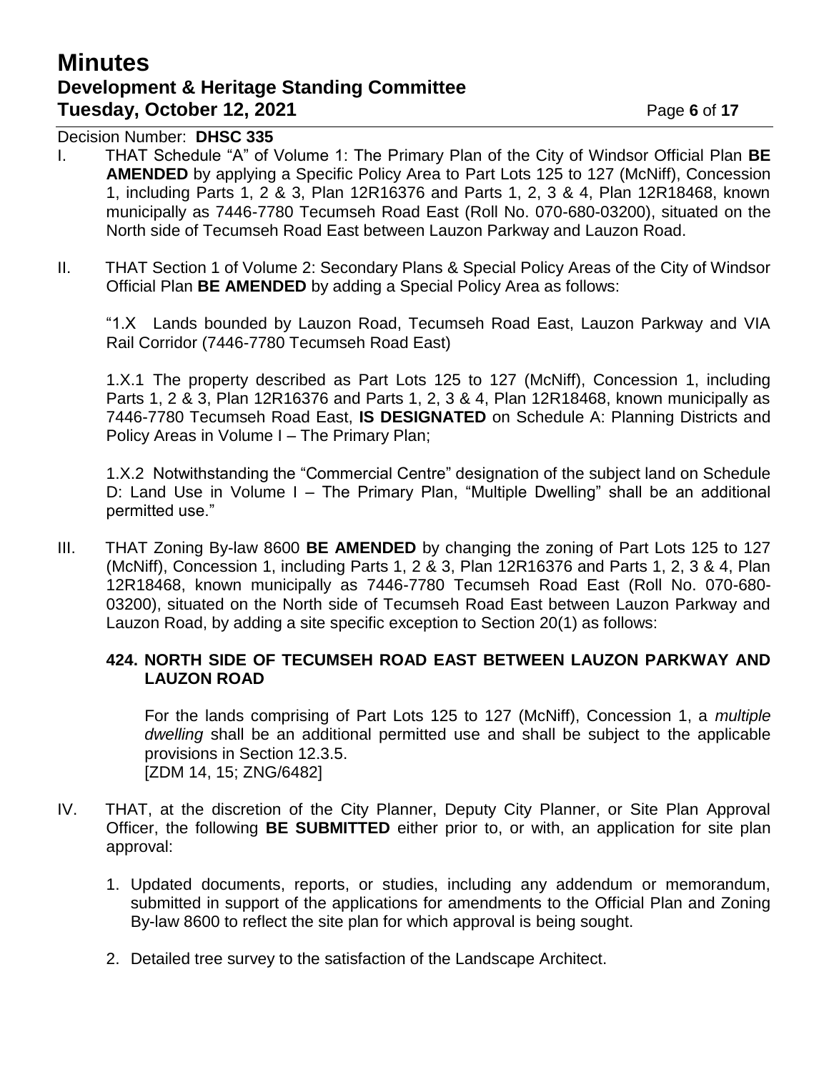Decision Number: **DHSC 335**

I. THAT Schedule "A" of Volume 1: The Primary Plan of the City of Windsor Official Plan **BE AMENDED** by applying a Specific Policy Area to Part Lots 125 to 127 (McNiff), Concession 1, including Parts 1, 2 & 3, Plan 12R16376 and Parts 1, 2, 3 & 4, Plan 12R18468, known municipally as 7446-7780 Tecumseh Road East (Roll No. 070-680-03200), situated on the North side of Tecumseh Road East between Lauzon Parkway and Lauzon Road.

II. THAT Section 1 of Volume 2: Secondary Plans & Special Policy Areas of the City of Windsor Official Plan **BE AMENDED** by adding a Special Policy Area as follows:

"1.X Lands bounded by Lauzon Road, Tecumseh Road East, Lauzon Parkway and VIA Rail Corridor (7446-7780 Tecumseh Road East)

1.X.1 The property described as Part Lots 125 to 127 (McNiff), Concession 1, including Parts 1, 2 & 3, Plan 12R16376 and Parts 1, 2, 3 & 4, Plan 12R18468, known municipally as 7446-7780 Tecumseh Road East, **IS DESIGNATED** on Schedule A: Planning Districts and Policy Areas in Volume I – The Primary Plan;

1.X.2 Notwithstanding the "Commercial Centre" designation of the subject land on Schedule D: Land Use in Volume I – The Primary Plan, "Multiple Dwelling" shall be an additional permitted use."

III. THAT Zoning By-law 8600 **BE AMENDED** by changing the zoning of Part Lots 125 to 127 (McNiff), Concession 1, including Parts 1, 2 & 3, Plan 12R16376 and Parts 1, 2, 3 & 4, Plan 12R18468, known municipally as 7446-7780 Tecumseh Road East (Roll No. 070-680-03200), situated on the North side of Tecumseh Road East between Lauzon Parkway and Lauzon Road, by adding a site specific exception to Section 20(1) as follows:

**424. NORTH SIDE OF TECUMSEH ROAD EAST BETWEEN LAUZON PARKWAY AND LAUZON ROAD**

For the lands comprising of Part Lots 125 to 127 (McNiff), Concession 1, a *multiple dwelling* shall be an additional permitted use and shall be subject to the applicable provisions in Section 12.3.5.
[ZDM 14, 15; ZNG/6482]

IV. THAT, at the discretion of the City Planner, Deputy City Planner, or Site Plan Approval Officer, the following **BE SUBMITTED** either prior to, or with, an application for site plan approval:

1. Updated documents, reports, or studies, including any addendum or memorandum, submitted in support of the applications for amendments to the Official Plan and Zoning By-law 8600 to reflect the site plan for which approval is being sought.

2. Detailed tree survey to the satisfaction of the Landscape Architect.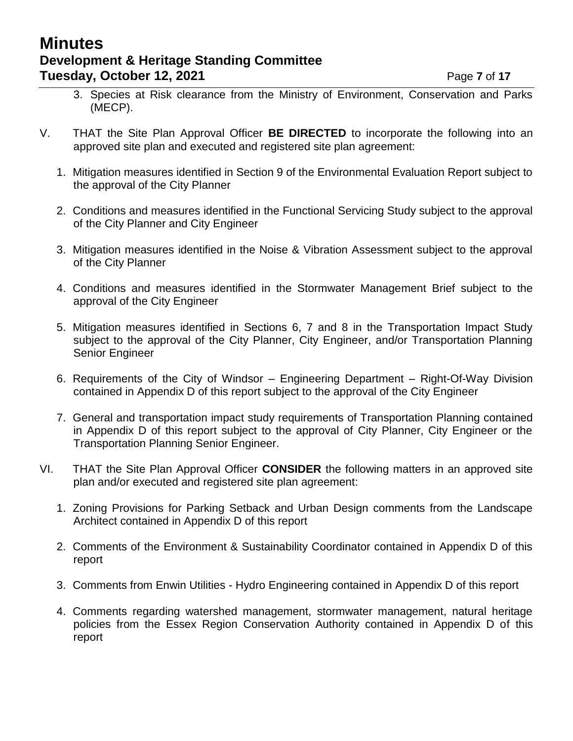3. Species at Risk clearance from the Ministry of Environment, Conservation and Parks (MECP).

V. THAT the Site Plan Approval Officer **BE DIRECTED** to incorporate the following into an approved site plan and executed and registered site plan agreement:

   1. Mitigation measures identified in Section 9 of the Environmental Evaluation Report subject to the approval of the City Planner

   2. Conditions and measures identified in the Functional Servicing Study subject to the approval of the City Planner and City Engineer

   3. Mitigation measures identified in the Noise & Vibration Assessment subject to the approval of the City Planner

   4. Conditions and measures identified in the Stormwater Management Brief subject to the approval of the City Engineer

   5. Mitigation measures identified in Sections 6, 7 and 8 in the Transportation Impact Study subject to the approval of the City Planner, City Engineer, and/or Transportation Planning Senior Engineer

   6. Requirements of the City of Windsor – Engineering Department – Right-Of-Way Division contained in Appendix D of this report subject to the approval of the City Engineer

   7. General and transportation impact study requirements of Transportation Planning contained in Appendix D of this report subject to the approval of City Planner, City Engineer or the Transportation Planning Senior Engineer.

VI. THAT the Site Plan Approval Officer **CONSIDER** the following matters in an approved site plan and/or executed and registered site plan agreement:

   1. Zoning Provisions for Parking Setback and Urban Design comments from the Landscape Architect contained in Appendix D of this report

   2. Comments of the Environment & Sustainability Coordinator contained in Appendix D of this report

   3. Comments from Enwin Utilities - Hydro Engineering contained in Appendix D of this report

   4. Comments regarding watershed management, stormwater management, natural heritage policies from the Essex Region Conservation Authority contained in Appendix D of this report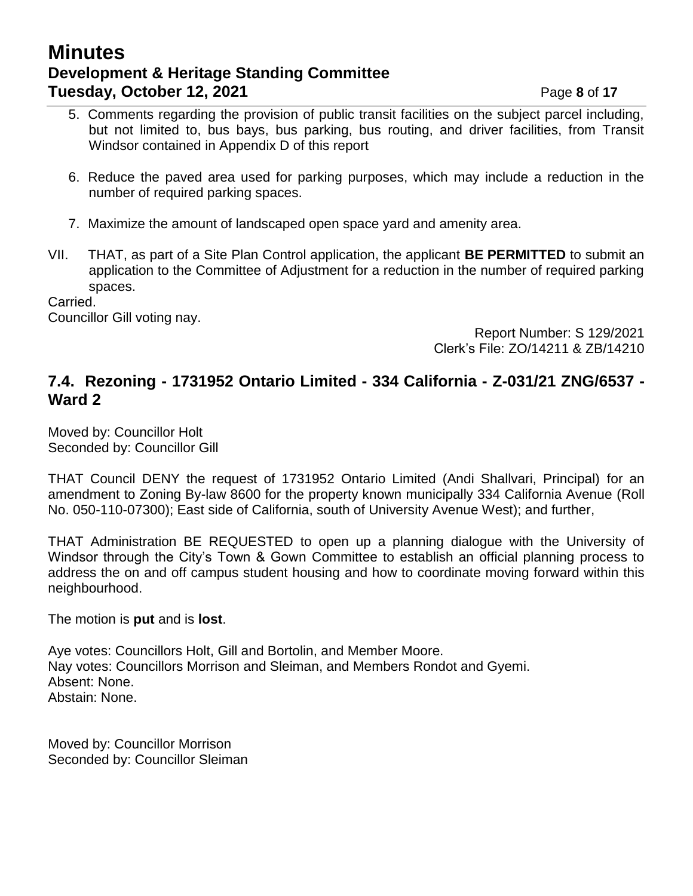5. Comments regarding the provision of public transit facilities on the subject parcel including, but not limited to, bus bays, bus parking, bus routing, and driver facilities, from Transit Windsor contained in Appendix D of this report

6. Reduce the paved area used for parking purposes, which may include a reduction in the number of required parking spaces.

7. Maximize the amount of landscaped open space yard and amenity area.

VII. THAT, as part of a Site Plan Control application, the applicant **BE PERMITTED** to submit an application to the Committee of Adjustment for a reduction in the number of required parking spaces.

Carried.
Councillor Gill voting nay.

Report Number: S 129/2021
Clerk's File: ZO/14211 & ZB/14210

## 7.4. Rezoning - 1731952 Ontario Limited - 334 California - Z-031/21 ZNG/6537 - Ward 2

Moved by: Councillor Holt
Seconded by: Councillor Gill

THAT Council DENY the request of 1731952 Ontario Limited (Andi Shallvari, Principal) for an amendment to Zoning By-law 8600 for the property known municipally 334 California Avenue (Roll No. 050-110-07300); East side of California, south of University Avenue West); and further,

THAT Administration BE REQUESTED to open up a planning dialogue with the University of Windsor through the City's Town & Gown Committee to establish an official planning process to address the on and off campus student housing and how to coordinate moving forward within this neighbourhood.

The motion is **put** and is **lost**.

Aye votes: Councillors Holt, Gill and Bortolin, and Member Moore.
Nay votes: Councillors Morrison and Sleiman, and Members Rondot and Gyemi.
Absent: None.
Abstain: None.

Moved by: Councillor Morrison
Seconded by: Councillor Sleiman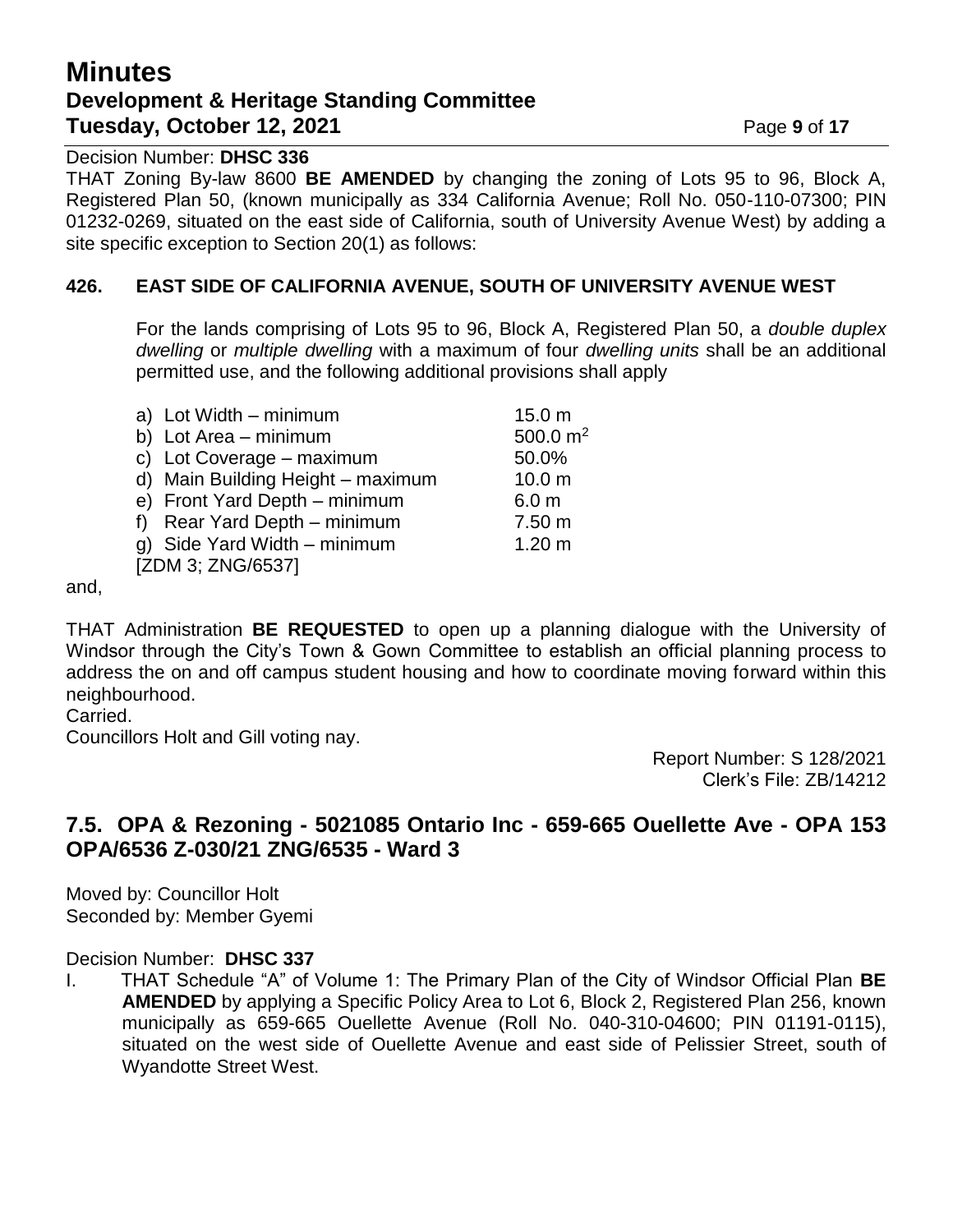Decision Number: **DHSC 336**

THAT Zoning By-law 8600 **BE AMENDED** by changing the zoning of Lots 95 to 96, Block A, Registered Plan 50, (known municipally as 334 California Avenue; Roll No. 050-110-07300; PIN 01232-0269, situated on the east side of California, south of University Avenue West) by adding a site specific exception to Section 20(1) as follows:

**426. EAST SIDE OF CALIFORNIA AVENUE, SOUTH OF UNIVERSITY AVENUE WEST**

For the lands comprising of Lots 95 to 96, Block A, Registered Plan 50, a *double duplex dwelling* or *multiple dwelling* with a maximum of four *dwelling units* shall be an additional permitted use, and the following additional provisions shall apply

| | |
|---|---|
| a) Lot Width – minimum | 15.0 m |
| b) Lot Area – minimum | 500.0 $m^2$ |
| c) Lot Coverage – maximum | 50.0% |
| d) Main Building Height – maximum | 10.0 m |
| e) Front Yard Depth – minimum | 6.0 m |
| f) Rear Yard Depth – minimum | 7.50 m |
| g) Side Yard Width – minimum | 1.20 m |

[ZDM 3; ZNG/6537]

and,

THAT Administration **BE REQUESTED** to open up a planning dialogue with the University of Windsor through the City's Town & Gown Committee to establish an official planning process to address the on and off campus student housing and how to coordinate moving forward within this neighbourhood.

Carried.

Councillors Holt and Gill voting nay.

Report Number: S 128/2021
Clerk's File: ZB/14212

## 7.5. OPA & Rezoning - 5021085 Ontario Inc - 659-665 Ouellette Ave - OPA 153 OPA/6536 Z-030/21 ZNG/6535 - Ward 3

Moved by: Councillor Holt
Seconded by: Member Gyemi

Decision Number: **DHSC 337**

I. THAT Schedule "A" of Volume 1: The Primary Plan of the City of Windsor Official Plan **BE AMENDED** by applying a Specific Policy Area to Lot 6, Block 2, Registered Plan 256, known municipally as 659-665 Ouellette Avenue (Roll No. 040-310-04600; PIN 01191-0115), situated on the west side of Ouellette Avenue and east side of Pelissier Street, south of Wyandotte Street West.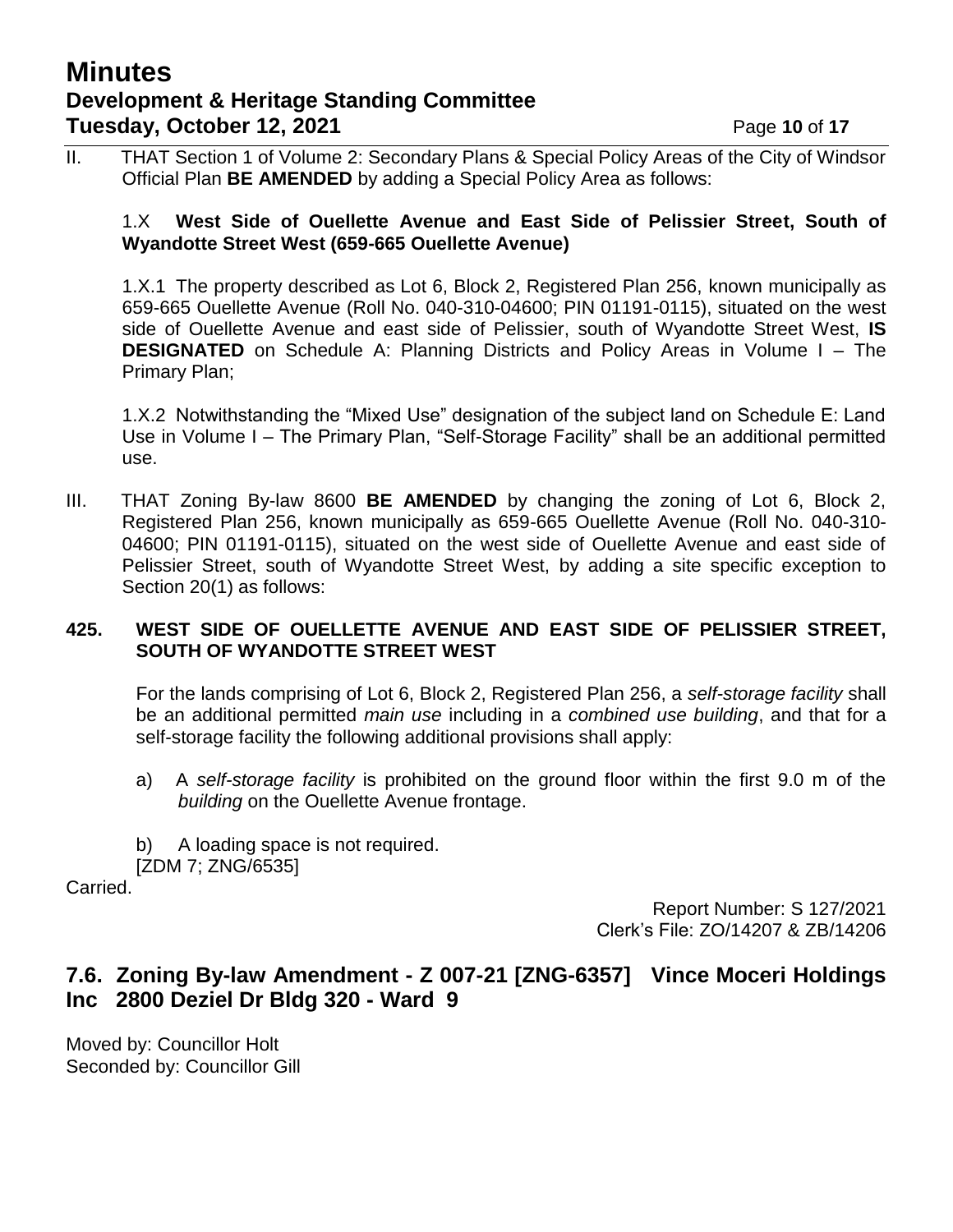II. THAT Section 1 of Volume 2: Secondary Plans & Special Policy Areas of the City of Windsor Official Plan **BE AMENDED** by adding a Special Policy Area as follows:

1.X **West Side of Ouellette Avenue and East Side of Pelissier Street, South of Wyandotte Street West (659-665 Ouellette Avenue)**

1.X.1 The property described as Lot 6, Block 2, Registered Plan 256, known municipally as 659-665 Ouellette Avenue (Roll No. 040-310-04600; PIN 01191-0115), situated on the west side of Ouellette Avenue and east side of Pelissier, south of Wyandotte Street West, **IS DESIGNATED** on Schedule A: Planning Districts and Policy Areas in Volume I – The Primary Plan;

1.X.2 Notwithstanding the "Mixed Use" designation of the subject land on Schedule E: Land Use in Volume I – The Primary Plan, "Self-Storage Facility" shall be an additional permitted use.

III. THAT Zoning By-law 8600 **BE AMENDED** by changing the zoning of Lot 6, Block 2, Registered Plan 256, known municipally as 659-665 Ouellette Avenue (Roll No. 040-310-04600; PIN 01191-0115), situated on the west side of Ouellette Avenue and east side of Pelissier Street, south of Wyandotte Street West, by adding a site specific exception to Section 20(1) as follows:

**425. WEST SIDE OF OUELLETTE AVENUE AND EAST SIDE OF PELISSIER STREET, SOUTH OF WYANDOTTE STREET WEST**

For the lands comprising of Lot 6, Block 2, Registered Plan 256, a *self-storage facility* shall be an additional permitted *main use* including in a *combined use building*, and that for a self-storage facility the following additional provisions shall apply:

a) A *self-storage facility* is prohibited on the ground floor within the first 9.0 m of the *building* on the Ouellette Avenue frontage.

b) A loading space is not required.

[ZDM 7; ZNG/6535]

Carried.

Report Number: S 127/2021
Clerk's File: ZO/14207 & ZB/14206

## 7.6. Zoning By-law Amendment - Z 007-21 [ZNG-6357] Vince Moceri Holdings Inc 2800 Deziel Dr Bldg 320 - Ward 9

Moved by: Councillor Holt
Seconded by: Councillor Gill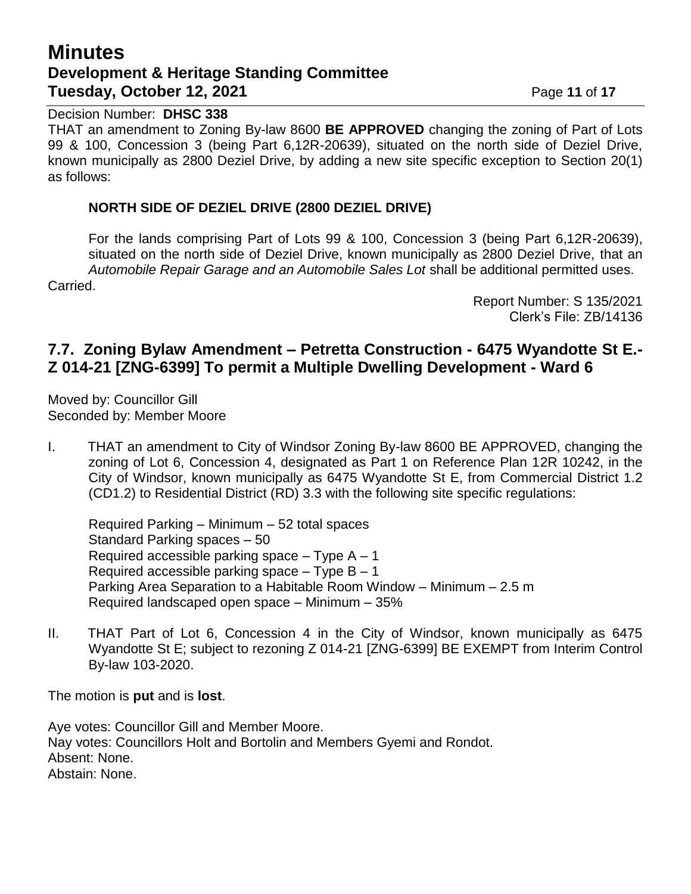Decision Number: **DHSC 338**

THAT an amendment to Zoning By-law 8600 **BE APPROVED** changing the zoning of Part of Lots 99 & 100, Concession 3 (being Part 6,12R-20639), situated on the north side of Deziel Drive, known municipally as 2800 Deziel Drive, by adding a new site specific exception to Section 20(1) as follows:

> **NORTH SIDE OF DEZIEL DRIVE (2800 DEZIEL DRIVE)**
>
> For the lands comprising Part of Lots 99 & 100, Concession 3 (being Part 6,12R-20639), situated on the north side of Deziel Drive, known municipally as 2800 Deziel Drive, that an *Automobile Repair Garage and an Automobile Sales Lot* shall be additional permitted uses.

Carried.

Report Number: S 135/2021
Clerk's File: ZB/14136

## 7.7. Zoning Bylaw Amendment – Petretta Construction - 6475 Wyandotte St E.- Z 014-21 [ZNG-6399] To permit a Multiple Dwelling Development - Ward 6

Moved by: Councillor Gill
Seconded by: Member Moore

I. THAT an amendment to City of Windsor Zoning By-law 8600 BE APPROVED, changing the zoning of Lot 6, Concession 4, designated as Part 1 on Reference Plan 12R 10242, in the City of Windsor, known municipally as 6475 Wyandotte St E, from Commercial District 1.2 (CD1.2) to Residential District (RD) 3.3 with the following site specific regulations:

   Required Parking – Minimum – 52 total spaces
   Standard Parking spaces – 50
   Required accessible parking space – Type A – 1
   Required accessible parking space – Type B – 1
   Parking Area Separation to a Habitable Room Window – Minimum – 2.5 m
   Required landscaped open space – Minimum – 35%

II. THAT Part of Lot 6, Concession 4 in the City of Windsor, known municipally as 6475 Wyandotte St E; subject to rezoning Z 014-21 [ZNG-6399] BE EXEMPT from Interim Control By-law 103-2020.

The motion is **put** and is **lost**.

Aye votes: Councillor Gill and Member Moore.
Nay votes: Councillors Holt and Bortolin and Members Gyemi and Rondot.
Absent: None.
Abstain: None.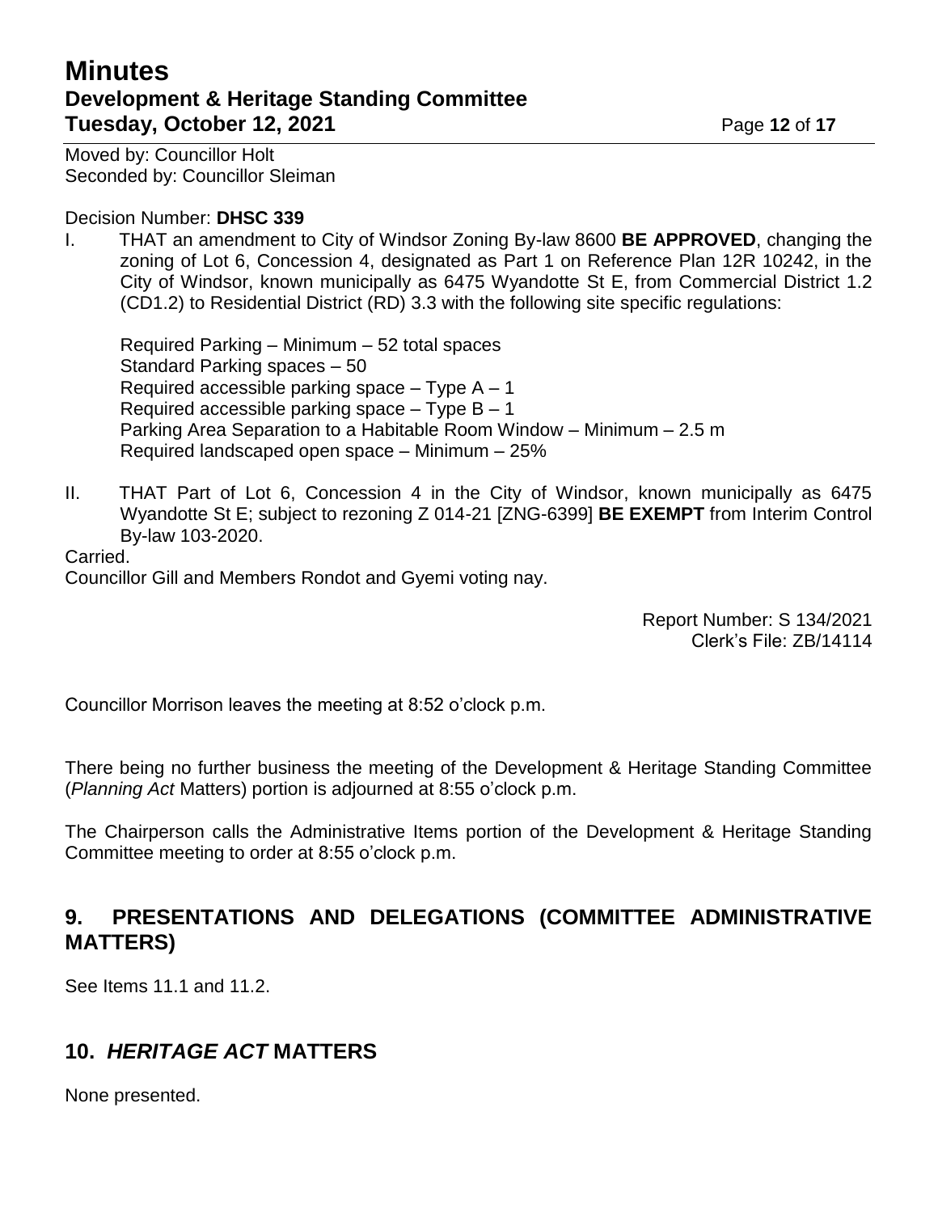Moved by: Councillor Holt
Seconded by: Councillor Sleiman

Decision Number: **DHSC 339**

I. THAT an amendment to City of Windsor Zoning By-law 8600 **BE APPROVED**, changing the zoning of Lot 6, Concession 4, designated as Part 1 on Reference Plan 12R 10242, in the City of Windsor, known municipally as 6475 Wyandotte St E, from Commercial District 1.2 (CD1.2) to Residential District (RD) 3.3 with the following site specific regulations:

   Required Parking – Minimum – 52 total spaces
   Standard Parking spaces – 50
   Required accessible parking space – Type A – 1
   Required accessible parking space – Type B – 1
   Parking Area Separation to a Habitable Room Window – Minimum – 2.5 m
   Required landscaped open space – Minimum – 25%

II. THAT Part of Lot 6, Concession 4 in the City of Windsor, known municipally as 6475 Wyandotte St E; subject to rezoning Z 014-21 [ZNG-6399] **BE EXEMPT** from Interim Control By-law 103-2020.

Carried.
Councillor Gill and Members Rondot and Gyemi voting nay.

Report Number: S 134/2021
Clerk's File: ZB/14114

Councillor Morrison leaves the meeting at 8:52 o'clock p.m.

There being no further business the meeting of the Development & Heritage Standing Committee (*Planning Act* Matters) portion is adjourned at 8:55 o'clock p.m.

The Chairperson calls the Administrative Items portion of the Development & Heritage Standing Committee meeting to order at 8:55 o'clock p.m.

## 9. PRESENTATIONS AND DELEGATIONS (COMMITTEE ADMINISTRATIVE MATTERS)

See Items 11.1 and 11.2.

## 10. *HERITAGE ACT* MATTERS

None presented.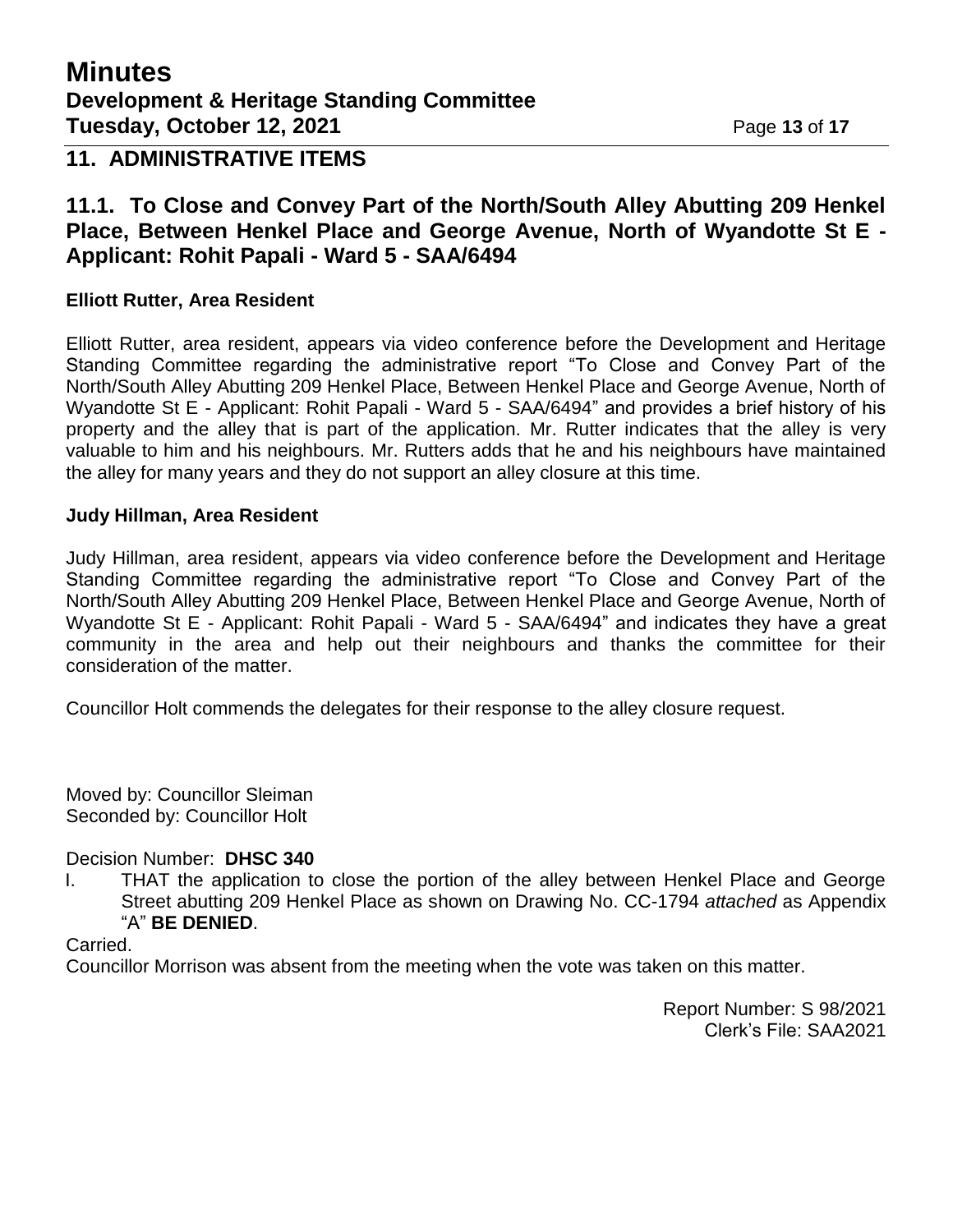## 11. ADMINISTRATIVE ITEMS

### 11.1. To Close and Convey Part of the North/South Alley Abutting 209 Henkel Place, Between Henkel Place and George Avenue, North of Wyandotte St E - Applicant: Rohit Papali - Ward 5 - SAA/6494

**Elliott Rutter, Area Resident**

Elliott Rutter, area resident, appears via video conference before the Development and Heritage Standing Committee regarding the administrative report "To Close and Convey Part of the North/South Alley Abutting 209 Henkel Place, Between Henkel Place and George Avenue, North of Wyandotte St E - Applicant: Rohit Papali - Ward 5 - SAA/6494" and provides a brief history of his property and the alley that is part of the application. Mr. Rutter indicates that the alley is very valuable to him and his neighbours. Mr. Rutters adds that he and his neighbours have maintained the alley for many years and they do not support an alley closure at this time.

**Judy Hillman, Area Resident**

Judy Hillman, area resident, appears via video conference before the Development and Heritage Standing Committee regarding the administrative report "To Close and Convey Part of the North/South Alley Abutting 209 Henkel Place, Between Henkel Place and George Avenue, North of Wyandotte St E - Applicant: Rohit Papali - Ward 5 - SAA/6494" and indicates they have a great community in the area and help out their neighbours and thanks the committee for their consideration of the matter.

Councillor Holt commends the delegates for their response to the alley closure request.

Moved by: Councillor Sleiman
Seconded by: Councillor Holt

Decision Number: **DHSC 340**

I. THAT the application to close the portion of the alley between Henkel Place and George Street abutting 209 Henkel Place as shown on Drawing No. CC-1794 *attached* as Appendix "A" **BE DENIED**.

Carried.

Councillor Morrison was absent from the meeting when the vote was taken on this matter.

Report Number: S 98/2021
Clerk's File: SAA2021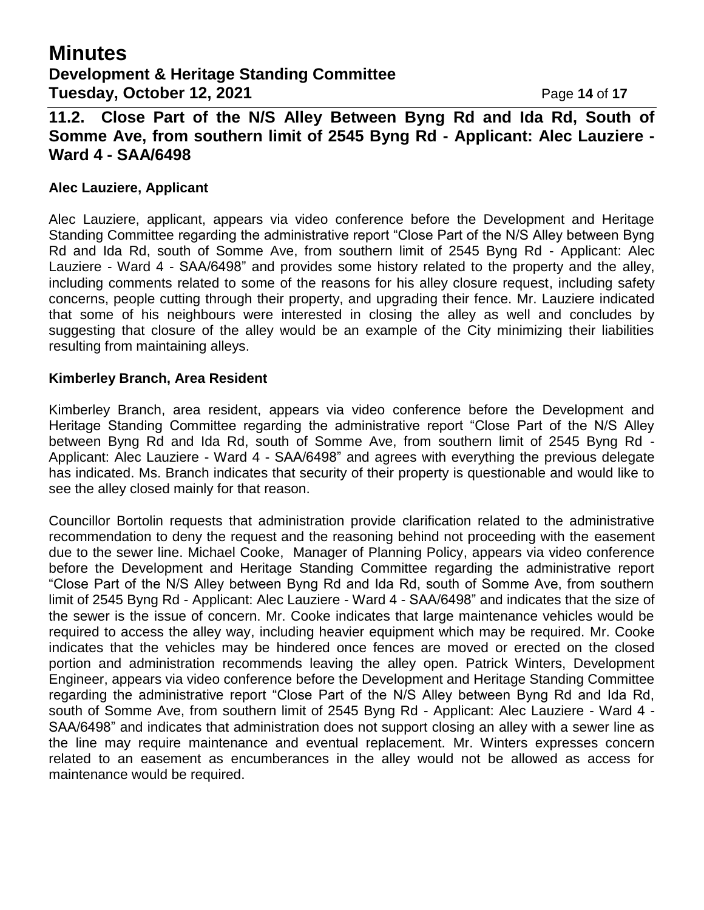## 11.2. Close Part of the N/S Alley Between Byng Rd and Ida Rd, South of Somme Ave, from southern limit of 2545 Byng Rd - Applicant: Alec Lauziere - Ward 4 - SAA/6498

**Alec Lauziere, Applicant**

Alec Lauziere, applicant, appears via video conference before the Development and Heritage Standing Committee regarding the administrative report "Close Part of the N/S Alley between Byng Rd and Ida Rd, south of Somme Ave, from southern limit of 2545 Byng Rd - Applicant: Alec Lauziere - Ward 4 - SAA/6498" and provides some history related to the property and the alley, including comments related to some of the reasons for his alley closure request, including safety concerns, people cutting through their property, and upgrading their fence. Mr. Lauziere indicated that some of his neighbours were interested in closing the alley as well and concludes by suggesting that closure of the alley would be an example of the City minimizing their liabilities resulting from maintaining alleys.

**Kimberley Branch, Area Resident**

Kimberley Branch, area resident, appears via video conference before the Development and Heritage Standing Committee regarding the administrative report "Close Part of the N/S Alley between Byng Rd and Ida Rd, south of Somme Ave, from southern limit of 2545 Byng Rd - Applicant: Alec Lauziere - Ward 4 - SAA/6498" and agrees with everything the previous delegate has indicated. Ms. Branch indicates that security of their property is questionable and would like to see the alley closed mainly for that reason.

Councillor Bortolin requests that administration provide clarification related to the administrative recommendation to deny the request and the reasoning behind not proceeding with the easement due to the sewer line. Michael Cooke, Manager of Planning Policy, appears via video conference before the Development and Heritage Standing Committee regarding the administrative report "Close Part of the N/S Alley between Byng Rd and Ida Rd, south of Somme Ave, from southern limit of 2545 Byng Rd - Applicant: Alec Lauziere - Ward 4 - SAA/6498" and indicates that the size of the sewer is the issue of concern. Mr. Cooke indicates that large maintenance vehicles would be required to access the alley way, including heavier equipment which may be required. Mr. Cooke indicates that the vehicles may be hindered once fences are moved or erected on the closed portion and administration recommends leaving the alley open. Patrick Winters, Development Engineer, appears via video conference before the Development and Heritage Standing Committee regarding the administrative report "Close Part of the N/S Alley between Byng Rd and Ida Rd, south of Somme Ave, from southern limit of 2545 Byng Rd - Applicant: Alec Lauziere - Ward 4 - SAA/6498" and indicates that administration does not support closing an alley with a sewer line as the line may require maintenance and eventual replacement. Mr. Winters expresses concern related to an easement as encumberances in the alley would not be allowed as access for maintenance would be required.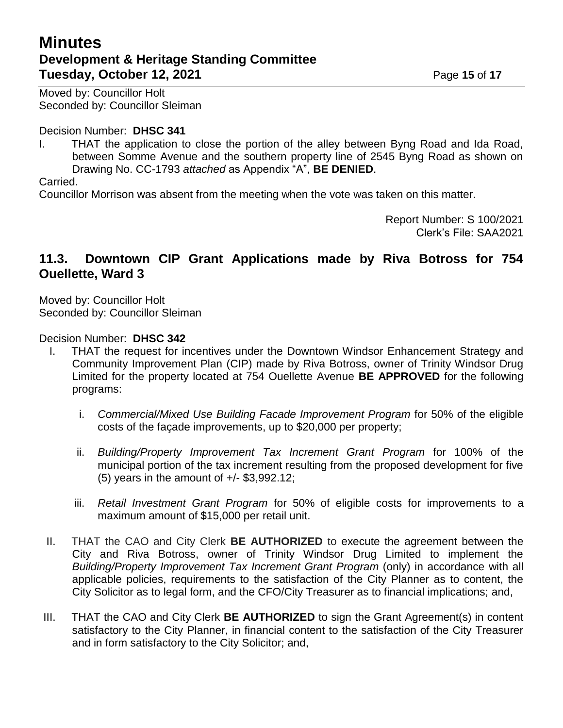Moved by: Councillor Holt
Seconded by: Councillor Sleiman

Decision Number: **DHSC 341**

I. THAT the application to close the portion of the alley between Byng Road and Ida Road, between Somme Avenue and the southern property line of 2545 Byng Road as shown on Drawing No. CC-1793 *attached* as Appendix "A", **BE DENIED**.

Carried.

Councillor Morrison was absent from the meeting when the vote was taken on this matter.

Report Number: S 100/2021
Clerk's File: SAA2021

## 11.3. Downtown CIP Grant Applications made by Riva Botross for 754 Ouellette, Ward 3

Moved by: Councillor Holt
Seconded by: Councillor Sleiman

Decision Number: **DHSC 342**

I. THAT the request for incentives under the Downtown Windsor Enhancement Strategy and Community Improvement Plan (CIP) made by Riva Botross, owner of Trinity Windsor Drug Limited for the property located at 754 Ouellette Avenue **BE APPROVED** for the following programs:

   i. *Commercial/Mixed Use Building Facade Improvement Program* for 50% of the eligible costs of the façade improvements, up to $20,000 per property;

   ii. *Building/Property Improvement Tax Increment Grant Program* for 100% of the municipal portion of the tax increment resulting from the proposed development for five (5) years in the amount of +/- $3,992.12;

   iii. *Retail Investment Grant Program* for 50% of eligible costs for improvements to a maximum amount of $15,000 per retail unit.

II. THAT the CAO and City Clerk **BE AUTHORIZED** to execute the agreement between the City and Riva Botross, owner of Trinity Windsor Drug Limited to implement the *Building/Property Improvement Tax Increment Grant Program* (only) in accordance with all applicable policies, requirements to the satisfaction of the City Planner as to content, the City Solicitor as to legal form, and the CFO/City Treasurer as to financial implications; and,

III. THAT the CAO and City Clerk **BE AUTHORIZED** to sign the Grant Agreement(s) in content satisfactory to the City Planner, in financial content to the satisfaction of the City Treasurer and in form satisfactory to the City Solicitor; and,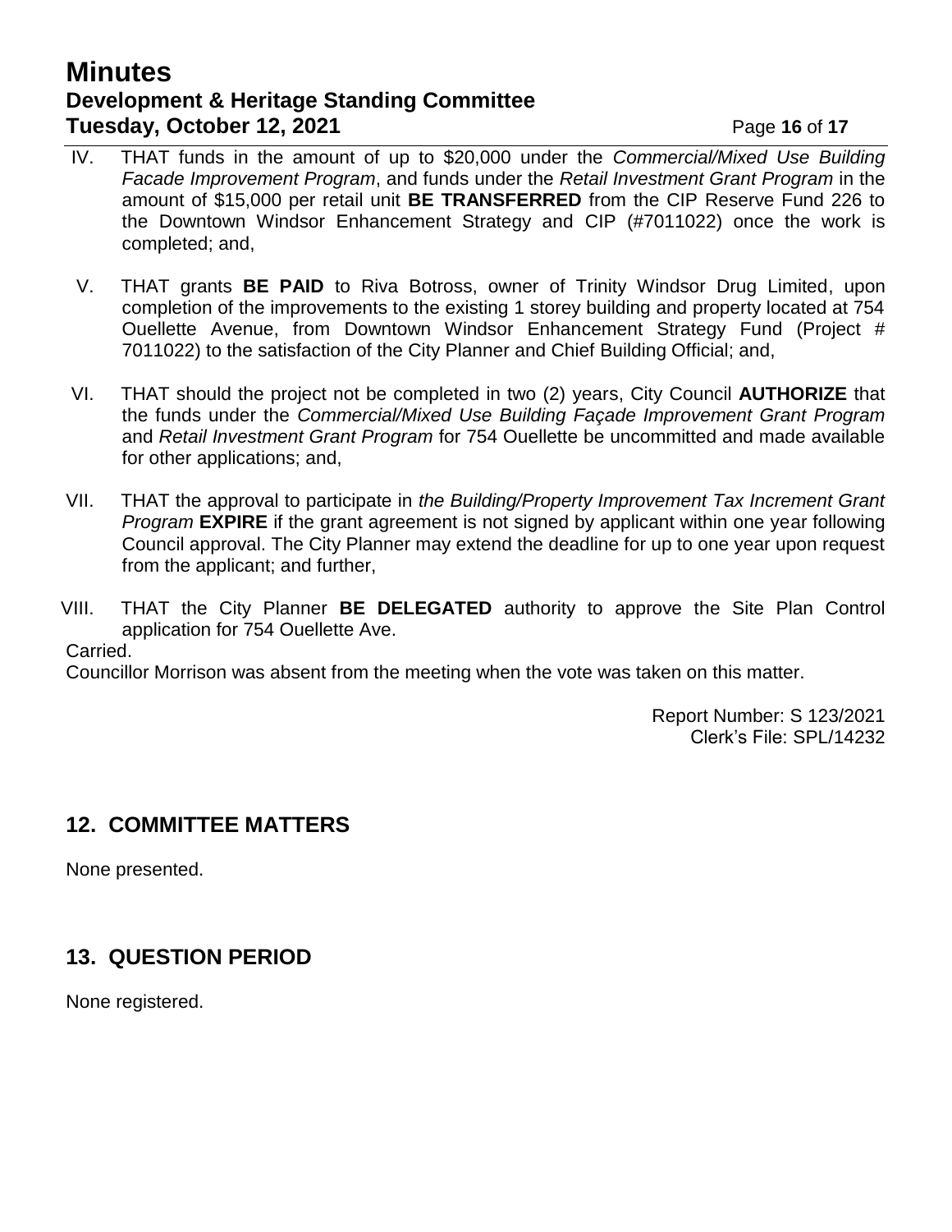IV. THAT funds in the amount of up to $20,000 under the *Commercial/Mixed Use Building Facade Improvement Program*, and funds under the *Retail Investment Grant Program* in the amount of $15,000 per retail unit **BE TRANSFERRED** from the CIP Reserve Fund 226 to the Downtown Windsor Enhancement Strategy and CIP (#7011022) once the work is completed; and,

V. THAT grants **BE PAID** to Riva Botross, owner of Trinity Windsor Drug Limited, upon completion of the improvements to the existing 1 storey building and property located at 754 Ouellette Avenue, from Downtown Windsor Enhancement Strategy Fund (Project # 7011022) to the satisfaction of the City Planner and Chief Building Official; and,

VI. THAT should the project not be completed in two (2) years, City Council **AUTHORIZE** that the funds under the *Commercial/Mixed Use Building Façade Improvement Grant Program* and *Retail Investment Grant Program* for 754 Ouellette be uncommitted and made available for other applications; and,

VII. THAT the approval to participate in *the Building/Property Improvement Tax Increment Grant Program* **EXPIRE** if the grant agreement is not signed by applicant within one year following Council approval. The City Planner may extend the deadline for up to one year upon request from the applicant; and further,

VIII. THAT the City Planner **BE DELEGATED** authority to approve the Site Plan Control application for 754 Ouellette Ave.

Carried.

Councillor Morrison was absent from the meeting when the vote was taken on this matter.

Report Number: S 123/2021
Clerk's File: SPL/14232

## 12. COMMITTEE MATTERS

None presented.

## 13. QUESTION PERIOD

None registered.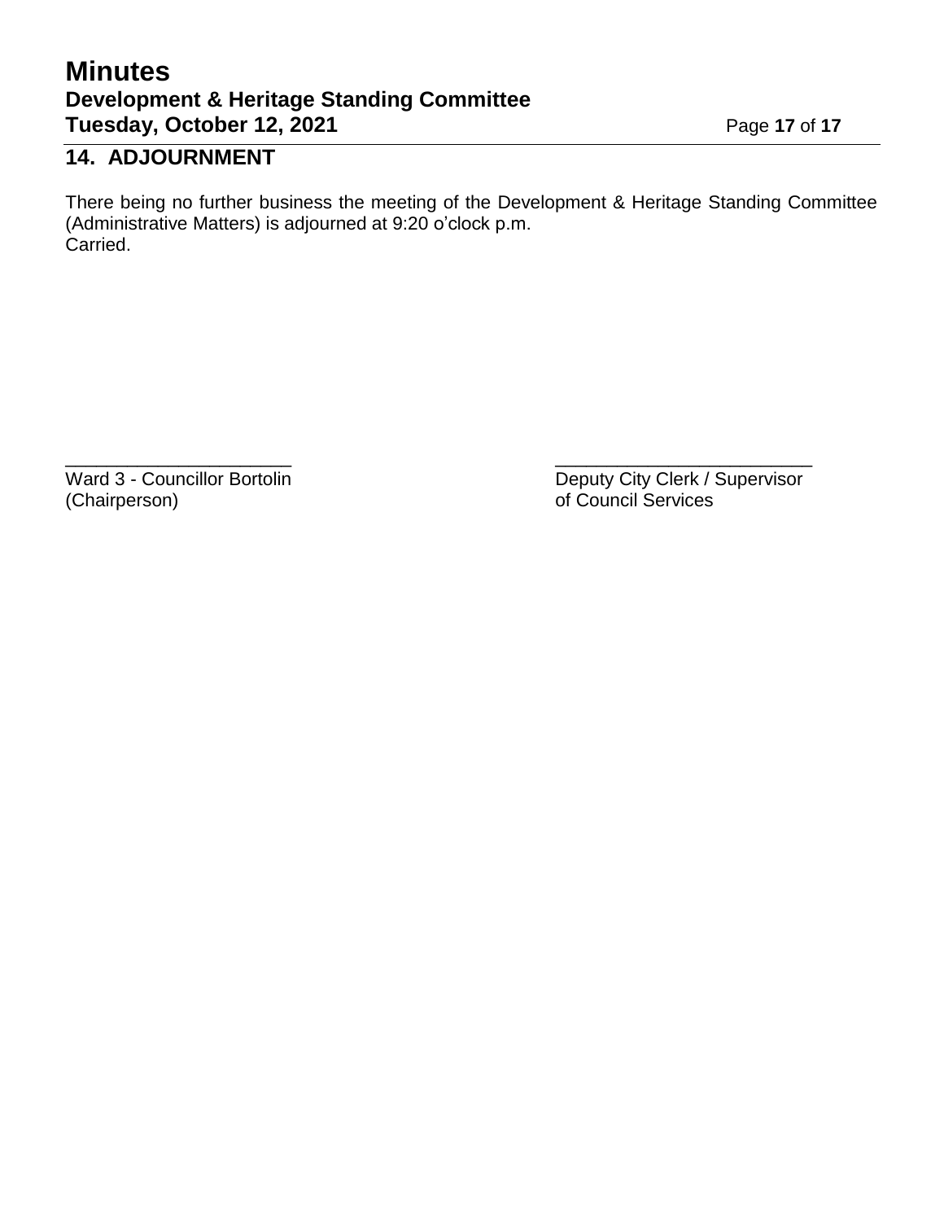## 14. ADJOURNMENT

There being no further business the meeting of the Development & Heritage Standing Committee (Administrative Matters) is adjourned at 9:20 o'clock p.m.
Carried.

\_\_\_\_\_\_\_\_\_\_\_\_\_\_\_\_\_\_\_\_\_\_\_
Ward 3 - Councillor Bortolin
(Chairperson)

\_\_\_\_\_\_\_\_\_\_\_\_\_\_\_\_\_\_\_\_\_\_\_\_\_\_
Deputy City Clerk / Supervisor
of Council Services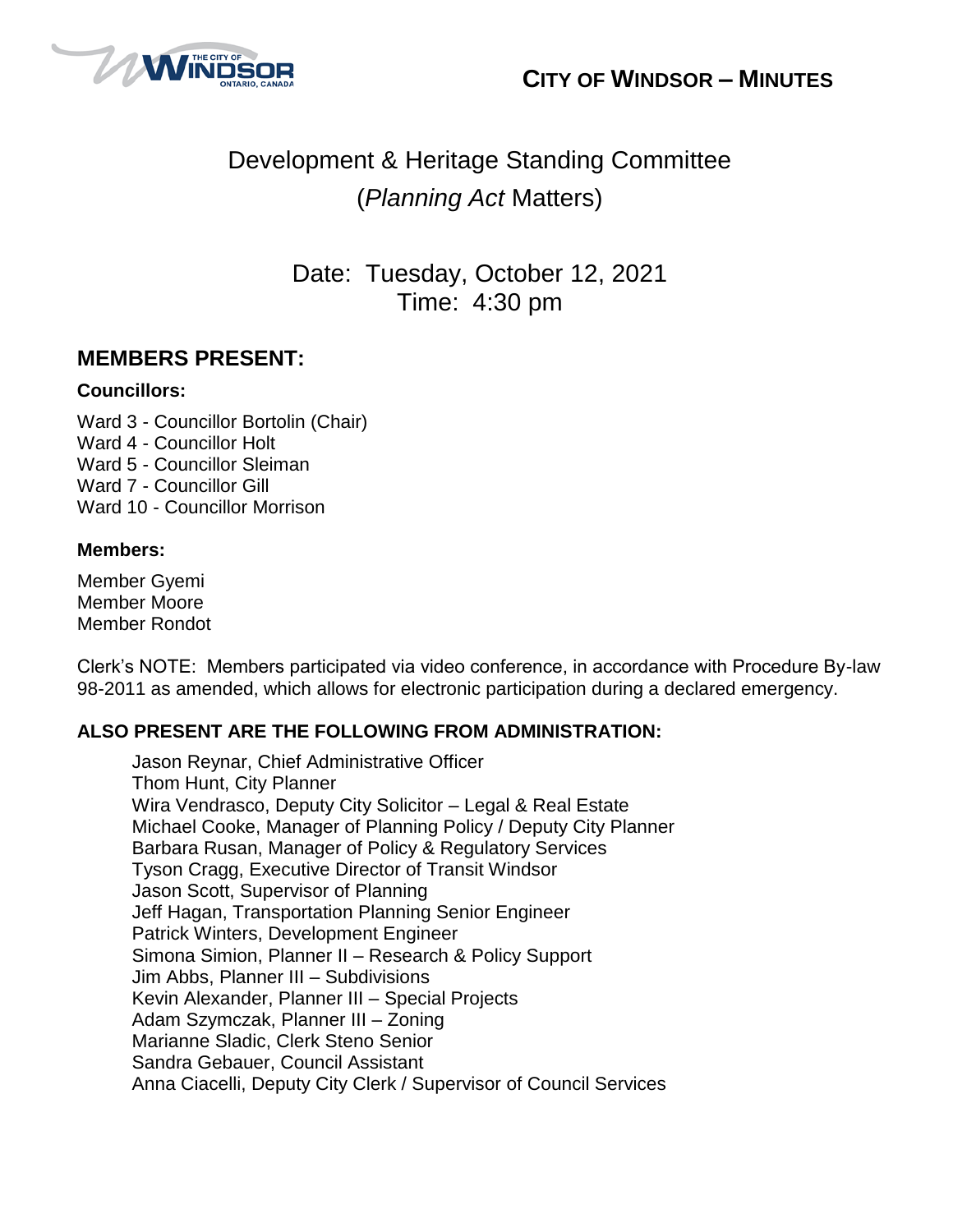# CITY OF WINDSOR – MINUTES

## Development & Heritage Standing Committee (*Planning Act* Matters)

Date: Tuesday, October 12, 2021
Time: 4:30 pm

## MEMBERS PRESENT:

**Councillors:**

Ward 3 - Councillor Bortolin (Chair)
Ward 4 - Councillor Holt
Ward 5 - Councillor Sleiman
Ward 7 - Councillor Gill
Ward 10 - Councillor Morrison

**Members:**

Member Gyemi
Member Moore
Member Rondot

Clerk's NOTE: Members participated via video conference, in accordance with Procedure By-law 98-2011 as amended, which allows for electronic participation during a declared emergency.

**ALSO PRESENT ARE THE FOLLOWING FROM ADMINISTRATION:**

Jason Reynar, Chief Administrative Officer
Thom Hunt, City Planner
Wira Vendrasco, Deputy City Solicitor – Legal & Real Estate
Michael Cooke, Manager of Planning Policy / Deputy City Planner
Barbara Rusan, Manager of Policy & Regulatory Services
Tyson Cragg, Executive Director of Transit Windsor
Jason Scott, Supervisor of Planning
Jeff Hagan, Transportation Planning Senior Engineer
Patrick Winters, Development Engineer
Simona Simion, Planner II – Research & Policy Support
Jim Abbs, Planner III – Subdivisions
Kevin Alexander, Planner III – Special Projects
Adam Szymczak, Planner III – Zoning
Marianne Sladic, Clerk Steno Senior
Sandra Gebauer, Council Assistant
Anna Ciacelli, Deputy City Clerk / Supervisor of Council Services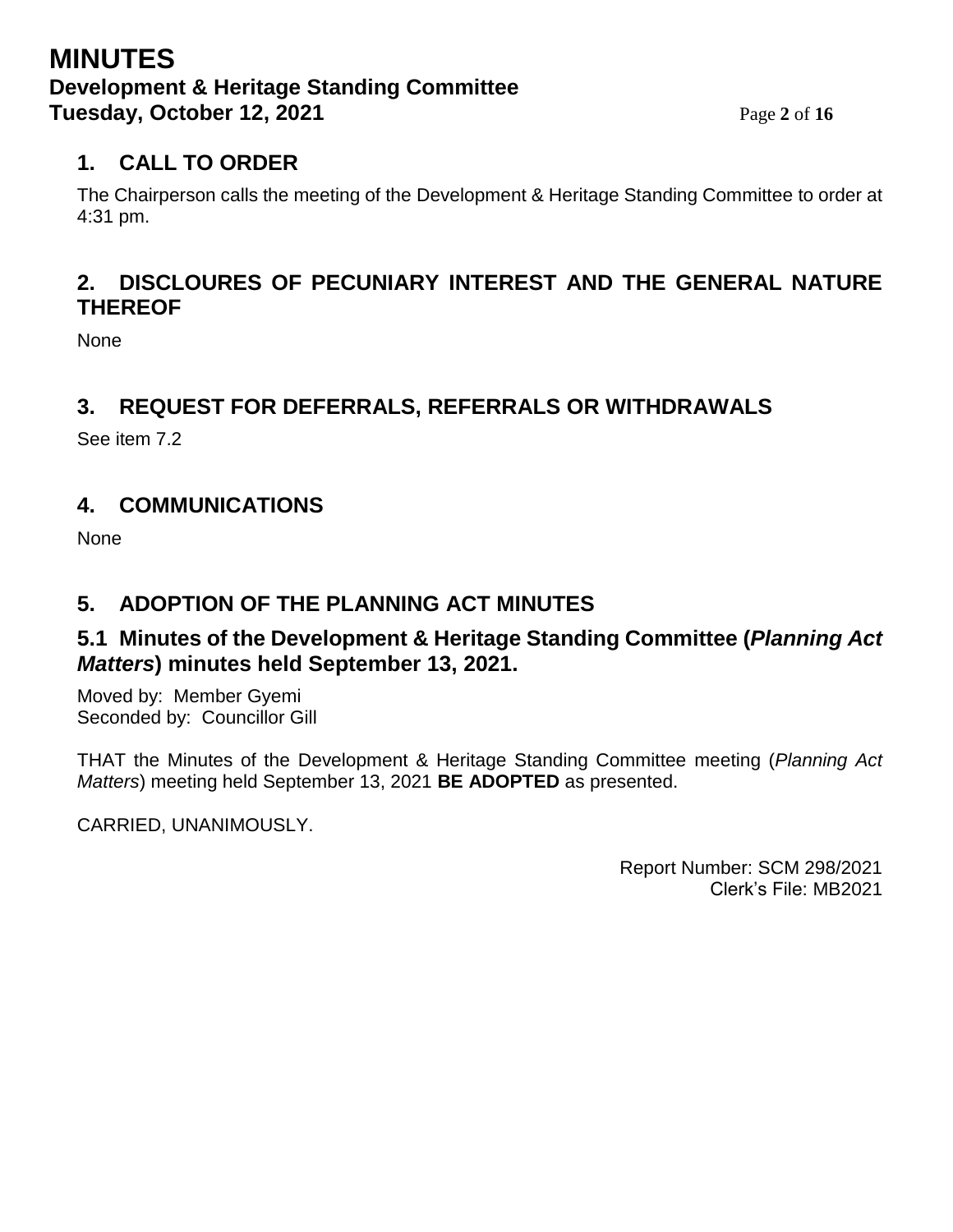## 1. CALL TO ORDER

The Chairperson calls the meeting of the Development & Heritage Standing Committee to order at 4:31 pm.

## 2. DISCLOURES OF PECUNIARY INTEREST AND THE GENERAL NATURE THEREOF

None

## 3. REQUEST FOR DEFERRALS, REFERRALS OR WITHDRAWALS

See item 7.2

## 4. COMMUNICATIONS

None

## 5. ADOPTION OF THE PLANNING ACT MINUTES

### 5.1 Minutes of the Development & Heritage Standing Committee (*Planning Act Matters*) minutes held September 13, 2021.

Moved by: Member Gyemi
Seconded by: Councillor Gill

THAT the Minutes of the Development & Heritage Standing Committee meeting (*Planning Act Matters*) meeting held September 13, 2021 **BE ADOPTED** as presented.

CARRIED, UNANIMOUSLY.

Report Number: SCM 298/2021
Clerk's File: MB2021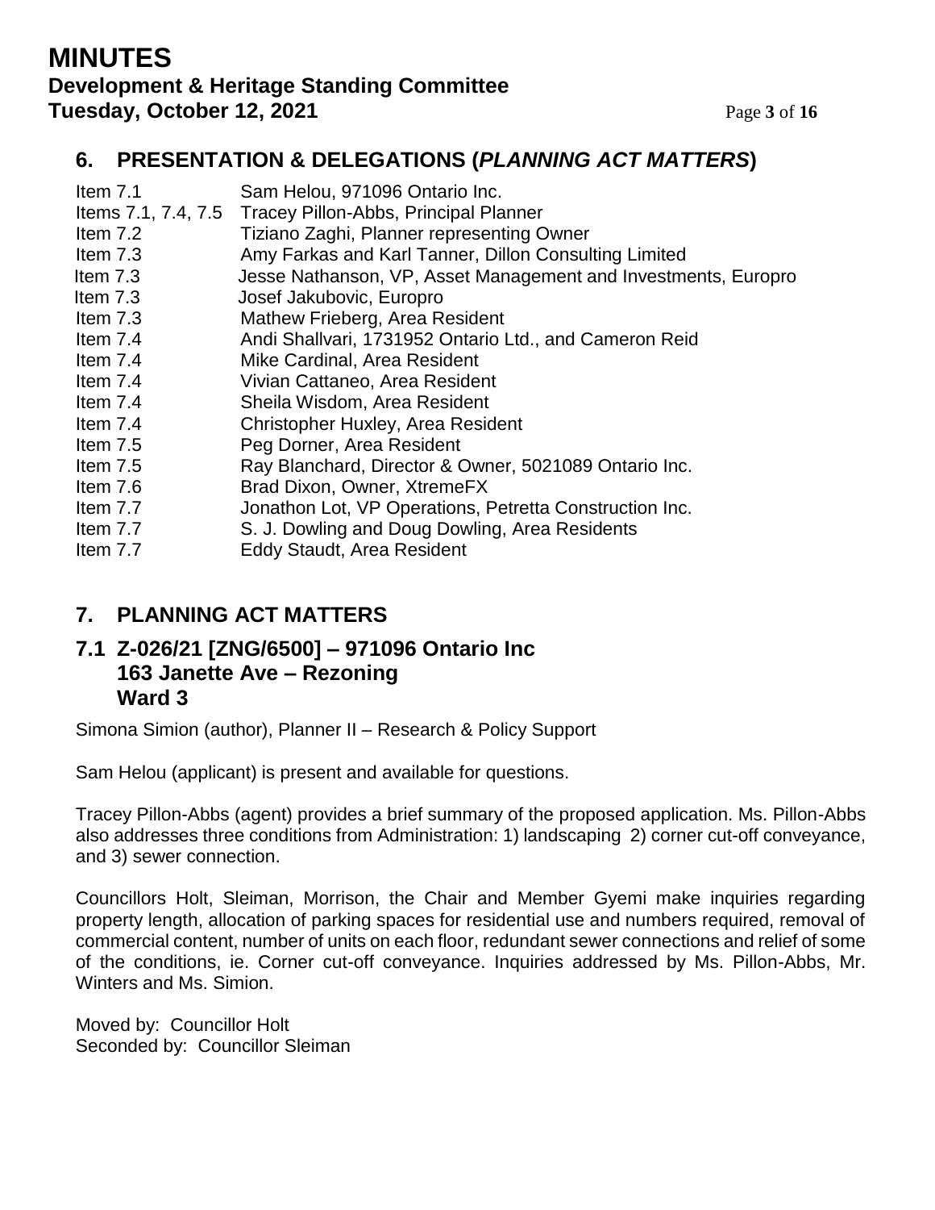## 6. PRESENTATION & DELEGATIONS (*PLANNING ACT MATTERS*)

| | |
|---|---|
| Item 7.1 | Sam Helou, 971096 Ontario Inc. |
| Items 7.1, 7.4, 7.5 | Tracey Pillon-Abbs, Principal Planner |
| Item 7.2 | Tiziano Zaghi, Planner representing Owner |
| Item 7.3 | Amy Farkas and Karl Tanner, Dillon Consulting Limited |
| Item 7.3 | Jesse Nathanson, VP, Asset Management and Investments, Europro |
| Item 7.3 | Josef Jakubovic, Europro |
| Item 7.3 | Mathew Frieberg, Area Resident |
| Item 7.4 | Andi Shallvari, 1731952 Ontario Ltd., and Cameron Reid |
| Item 7.4 | Mike Cardinal, Area Resident |
| Item 7.4 | Vivian Cattaneo, Area Resident |
| Item 7.4 | Sheila Wisdom, Area Resident |
| Item 7.4 | Christopher Huxley, Area Resident |
| Item 7.5 | Peg Dorner, Area Resident |
| Item 7.5 | Ray Blanchard, Director & Owner, 5021089 Ontario Inc. |
| Item 7.6 | Brad Dixon, Owner, XtremeFX |
| Item 7.7 | Jonathon Lot, VP Operations, Petretta Construction Inc. |
| Item 7.7 | S. J. Dowling and Doug Dowling, Area Residents |
| Item 7.7 | Eddy Staudt, Area Resident |

## 7. PLANNING ACT MATTERS

### 7.1 Z-026/21 [ZNG/6500] – 971096 Ontario Inc 163 Janette Ave – Rezoning Ward 3

Simona Simion (author), Planner II – Research & Policy Support

Sam Helou (applicant) is present and available for questions.

Tracey Pillon-Abbs (agent) provides a brief summary of the proposed application. Ms. Pillon-Abbs also addresses three conditions from Administration: 1) landscaping 2) corner cut-off conveyance, and 3) sewer connection.

Councillors Holt, Sleiman, Morrison, the Chair and Member Gyemi make inquiries regarding property length, allocation of parking spaces for residential use and numbers required, removal of commercial content, number of units on each floor, redundant sewer connections and relief of some of the conditions, ie. Corner cut-off conveyance. Inquiries addressed by Ms. Pillon-Abbs, Mr. Winters and Ms. Simion.

Moved by: Councillor Holt
Seconded by: Councillor Sleiman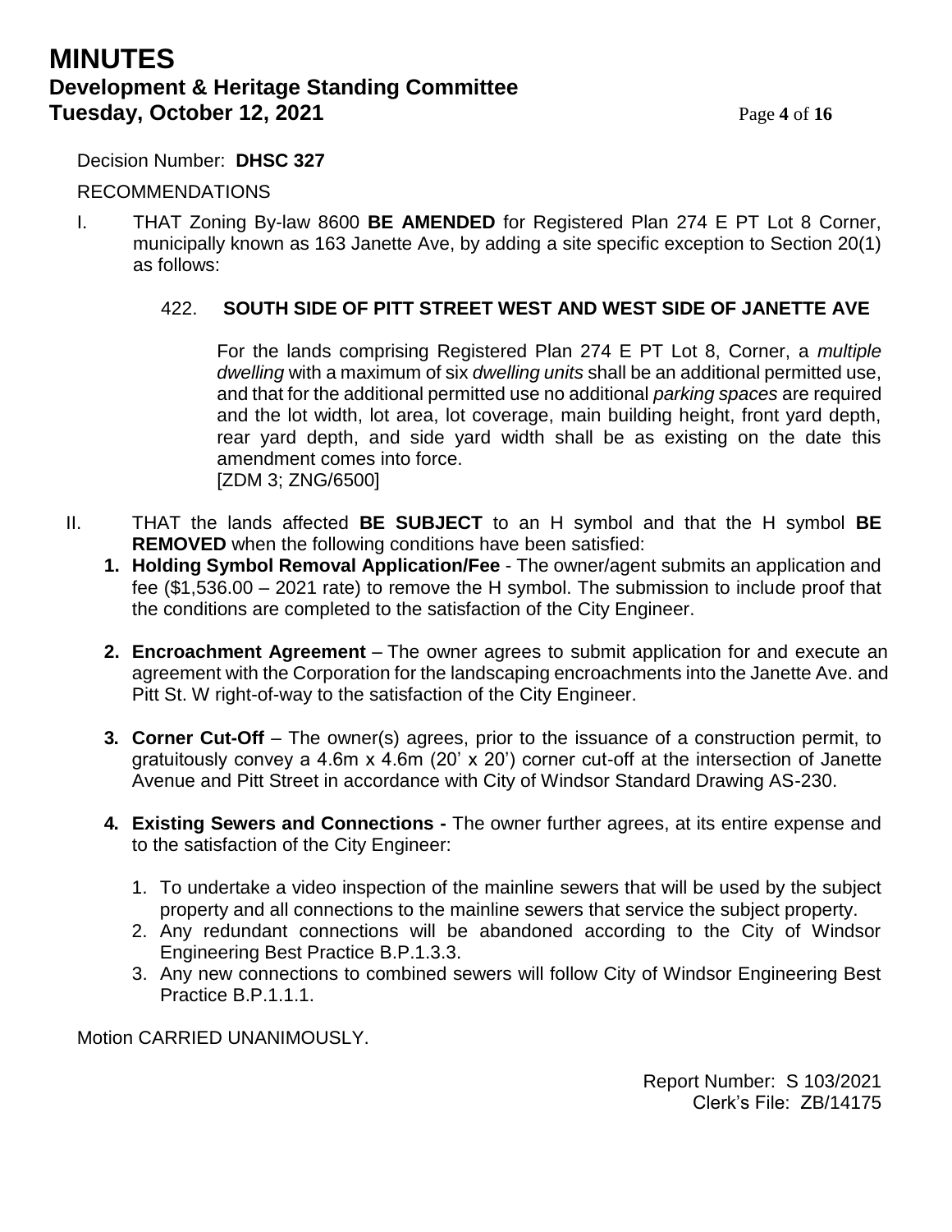Decision Number: **DHSC 327**

RECOMMENDATIONS

I. THAT Zoning By-law 8600 **BE AMENDED** for Registered Plan 274 E PT Lot 8 Corner, municipally known as 163 Janette Ave, by adding a site specific exception to Section 20(1) as follows:

   422. **SOUTH SIDE OF PITT STREET WEST AND WEST SIDE OF JANETTE AVE**

   For the lands comprising Registered Plan 274 E PT Lot 8, Corner, a *multiple dwelling* with a maximum of six *dwelling units* shall be an additional permitted use, and that for the additional permitted use no additional *parking spaces* are required and the lot width, lot area, lot coverage, main building height, front yard depth, rear yard depth, and side yard width shall be as existing on the date this amendment comes into force.
   [ZDM 3; ZNG/6500]

II. THAT the lands affected **BE SUBJECT** to an H symbol and that the H symbol **BE REMOVED** when the following conditions have been satisfied:

   **1. Holding Symbol Removal Application/Fee** - The owner/agent submits an application and fee ($1,536.00 – 2021 rate) to remove the H symbol. The submission to include proof that the conditions are completed to the satisfaction of the City Engineer.

   **2. Encroachment Agreement** – The owner agrees to submit application for and execute an agreement with the Corporation for the landscaping encroachments into the Janette Ave. and Pitt St. W right-of-way to the satisfaction of the City Engineer.

   **3. Corner Cut-Off** – The owner(s) agrees, prior to the issuance of a construction permit, to gratuitously convey a 4.6m x 4.6m (20' x 20') corner cut-off at the intersection of Janette Avenue and Pitt Street in accordance with City of Windsor Standard Drawing AS-230.

   **4. Existing Sewers and Connections -** The owner further agrees, at its entire expense and to the satisfaction of the City Engineer:

   1. To undertake a video inspection of the mainline sewers that will be used by the subject property and all connections to the mainline sewers that service the subject property.
   2. Any redundant connections will be abandoned according to the City of Windsor Engineering Best Practice B.P.1.3.3.
   3. Any new connections to combined sewers will follow City of Windsor Engineering Best Practice B.P.1.1.1.

Motion CARRIED UNANIMOUSLY.

Report Number: S 103/2021
Clerk's File: ZB/14175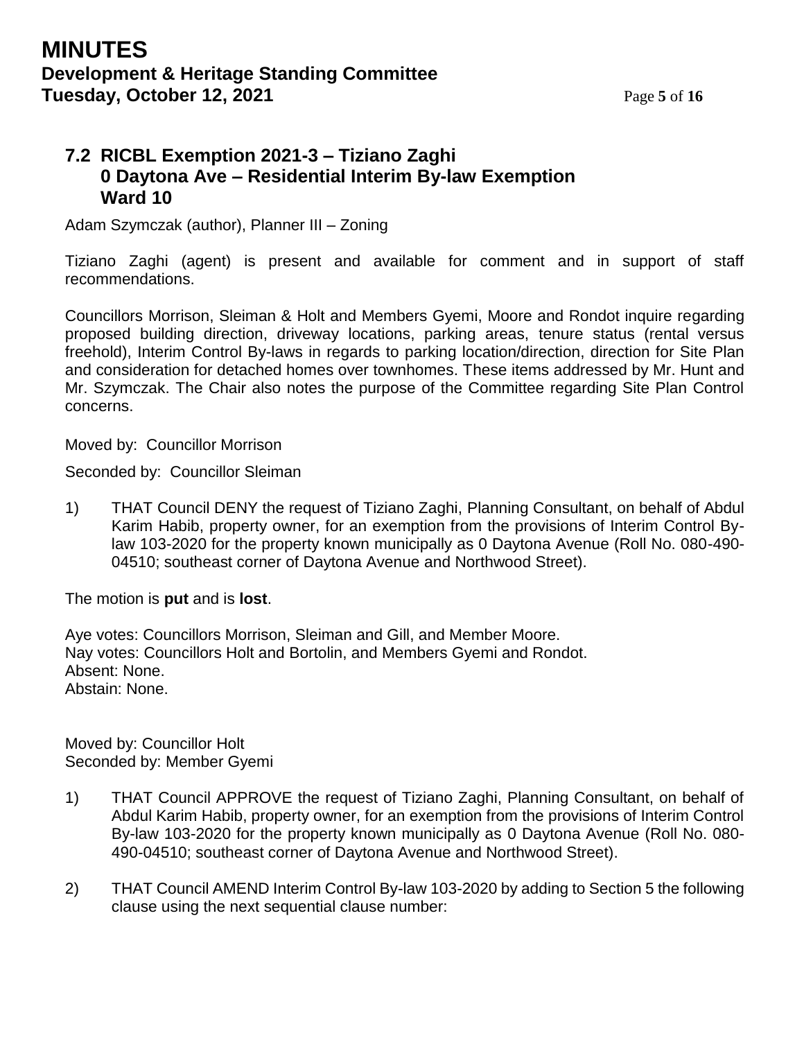## 7.2 RICBL Exemption 2021-3 – Tiziano Zaghi 0 Daytona Ave – Residential Interim By-law Exemption Ward 10

Adam Szymczak (author), Planner III – Zoning

Tiziano Zaghi (agent) is present and available for comment and in support of staff recommendations.

Councillors Morrison, Sleiman & Holt and Members Gyemi, Moore and Rondot inquire regarding proposed building direction, driveway locations, parking areas, tenure status (rental versus freehold), Interim Control By-laws in regards to parking location/direction, direction for Site Plan and consideration for detached homes over townhomes. These items addressed by Mr. Hunt and Mr. Szymczak. The Chair also notes the purpose of the Committee regarding Site Plan Control concerns.

Moved by: Councillor Morrison

Seconded by: Councillor Sleiman

1) THAT Council DENY the request of Tiziano Zaghi, Planning Consultant, on behalf of Abdul Karim Habib, property owner, for an exemption from the provisions of Interim Control By-law 103-2020 for the property known municipally as 0 Daytona Avenue (Roll No. 080-490-04510; southeast corner of Daytona Avenue and Northwood Street).

The motion is **put** and is **lost**.

Aye votes: Councillors Morrison, Sleiman and Gill, and Member Moore.
Nay votes: Councillors Holt and Bortolin, and Members Gyemi and Rondot.
Absent: None.
Abstain: None.

Moved by: Councillor Holt
Seconded by: Member Gyemi

1) THAT Council APPROVE the request of Tiziano Zaghi, Planning Consultant, on behalf of Abdul Karim Habib, property owner, for an exemption from the provisions of Interim Control By-law 103-2020 for the property known municipally as 0 Daytona Avenue (Roll No. 080-490-04510; southeast corner of Daytona Avenue and Northwood Street).

2) THAT Council AMEND Interim Control By-law 103-2020 by adding to Section 5 the following clause using the next sequential clause number: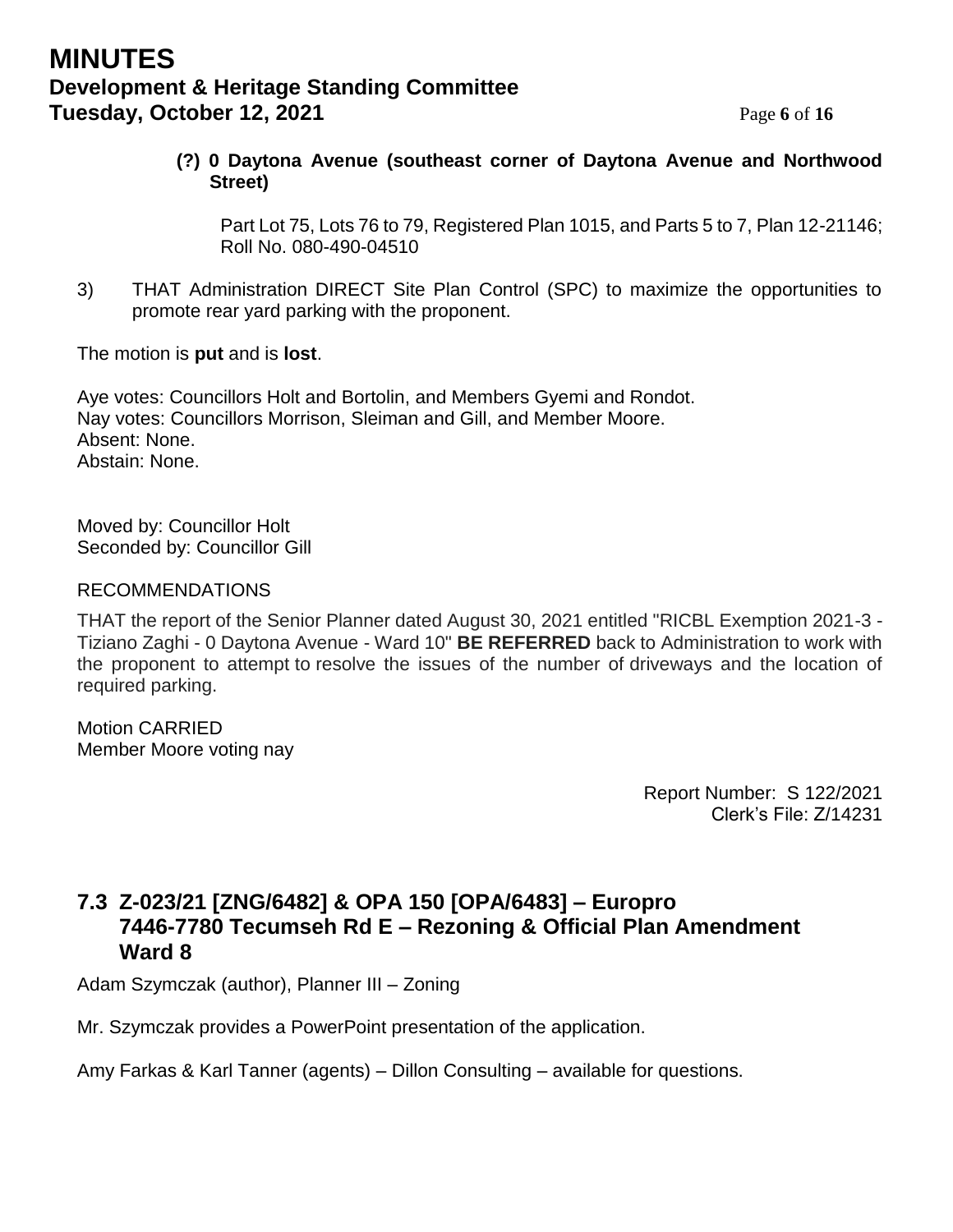**(?) 0 Daytona Avenue (southeast corner of Daytona Avenue and Northwood Street)**

Part Lot 75, Lots 76 to 79, Registered Plan 1015, and Parts 5 to 7, Plan 12-21146; Roll No. 080-490-04510

3) THAT Administration DIRECT Site Plan Control (SPC) to maximize the opportunities to promote rear yard parking with the proponent.

The motion is **put** and is **lost**.

Aye votes: Councillors Holt and Bortolin, and Members Gyemi and Rondot.
Nay votes: Councillors Morrison, Sleiman and Gill, and Member Moore.
Absent: None.
Abstain: None.

Moved by: Councillor Holt
Seconded by: Councillor Gill

RECOMMENDATIONS

THAT the report of the Senior Planner dated August 30, 2021 entitled "RICBL Exemption 2021-3 - Tiziano Zaghi - 0 Daytona Avenue - Ward 10" **BE REFERRED** back to Administration to work with the proponent to attempt to resolve the issues of the number of driveways and the location of required parking.

Motion CARRIED
Member Moore voting nay

Report Number: S 122/2021
Clerk's File: Z/14231

## 7.3 Z-023/21 [ZNG/6482] & OPA 150 [OPA/6483] – Europro 7446-7780 Tecumseh Rd E – Rezoning & Official Plan Amendment Ward 8

Adam Szymczak (author), Planner III – Zoning

Mr. Szymczak provides a PowerPoint presentation of the application.

Amy Farkas & Karl Tanner (agents) – Dillon Consulting – available for questions.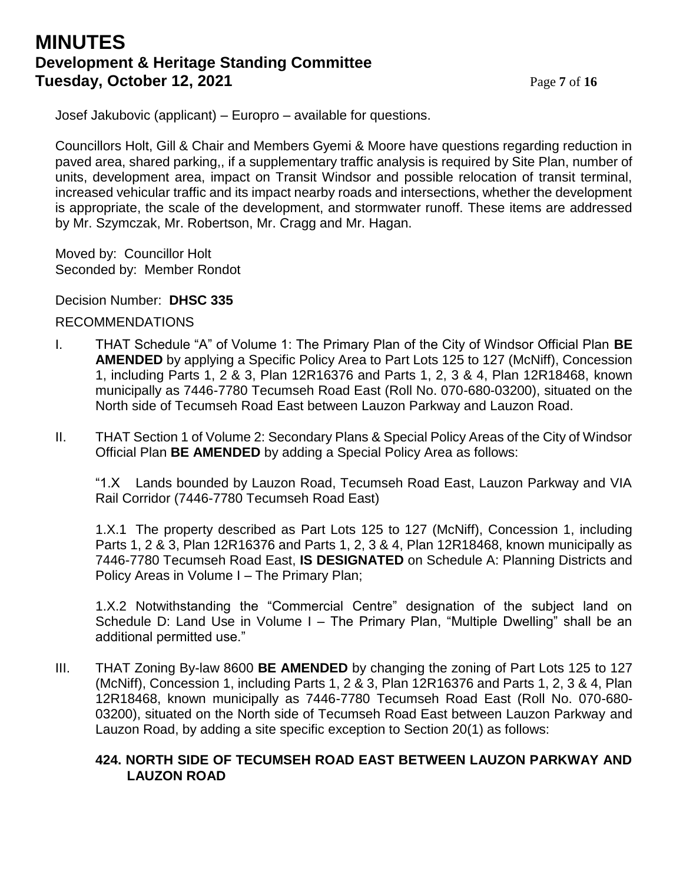Josef Jakubovic (applicant) – Europro – available for questions.

Councillors Holt, Gill & Chair and Members Gyemi & Moore have questions regarding reduction in paved area, shared parking,, if a supplementary traffic analysis is required by Site Plan, number of units, development area, impact on Transit Windsor and possible relocation of transit terminal, increased vehicular traffic and its impact nearby roads and intersections, whether the development is appropriate, the scale of the development, and stormwater runoff. These items are addressed by Mr. Szymczak, Mr. Robertson, Mr. Cragg and Mr. Hagan.

Moved by: Councillor Holt
Seconded by: Member Rondot

Decision Number: **DHSC 335**

RECOMMENDATIONS

I. THAT Schedule "A" of Volume 1: The Primary Plan of the City of Windsor Official Plan **BE AMENDED** by applying a Specific Policy Area to Part Lots 125 to 127 (McNiff), Concession 1, including Parts 1, 2 & 3, Plan 12R16376 and Parts 1, 2, 3 & 4, Plan 12R18468, known municipally as 7446-7780 Tecumseh Road East (Roll No. 070-680-03200), situated on the North side of Tecumseh Road East between Lauzon Parkway and Lauzon Road.

II. THAT Section 1 of Volume 2: Secondary Plans & Special Policy Areas of the City of Windsor Official Plan **BE AMENDED** by adding a Special Policy Area as follows:

"1.X Lands bounded by Lauzon Road, Tecumseh Road East, Lauzon Parkway and VIA Rail Corridor (7446-7780 Tecumseh Road East)

1.X.1 The property described as Part Lots 125 to 127 (McNiff), Concession 1, including Parts 1, 2 & 3, Plan 12R16376 and Parts 1, 2, 3 & 4, Plan 12R18468, known municipally as 7446-7780 Tecumseh Road East, **IS DESIGNATED** on Schedule A: Planning Districts and Policy Areas in Volume I – The Primary Plan;

1.X.2 Notwithstanding the "Commercial Centre" designation of the subject land on Schedule D: Land Use in Volume I – The Primary Plan, "Multiple Dwelling" shall be an additional permitted use."

III. THAT Zoning By-law 8600 **BE AMENDED** by changing the zoning of Part Lots 125 to 127 (McNiff), Concession 1, including Parts 1, 2 & 3, Plan 12R16376 and Parts 1, 2, 3 & 4, Plan 12R18468, known municipally as 7446-7780 Tecumseh Road East (Roll No. 070-680-03200), situated on the North side of Tecumseh Road East between Lauzon Parkway and Lauzon Road, by adding a site specific exception to Section 20(1) as follows:

**424. NORTH SIDE OF TECUMSEH ROAD EAST BETWEEN LAUZON PARKWAY AND LAUZON ROAD**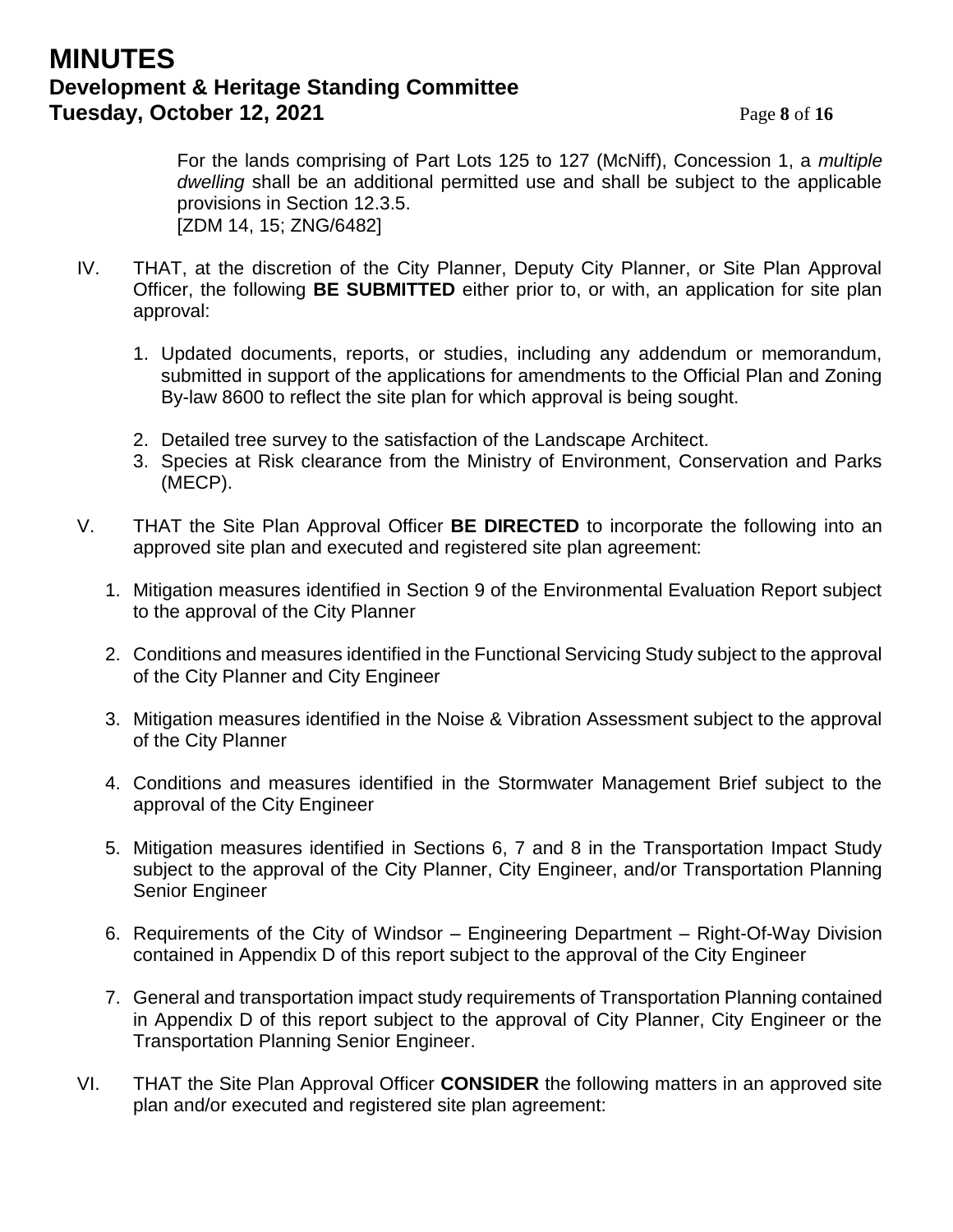For the lands comprising of Part Lots 125 to 127 (McNiff), Concession 1, a *multiple dwelling* shall be an additional permitted use and shall be subject to the applicable provisions in Section 12.3.5.
[ZDM 14, 15; ZNG/6482]

IV. THAT, at the discretion of the City Planner, Deputy City Planner, or Site Plan Approval Officer, the following **BE SUBMITTED** either prior to, or with, an application for site plan approval:

1. Updated documents, reports, or studies, including any addendum or memorandum, submitted in support of the applications for amendments to the Official Plan and Zoning By-law 8600 to reflect the site plan for which approval is being sought.
2. Detailed tree survey to the satisfaction of the Landscape Architect.
3. Species at Risk clearance from the Ministry of Environment, Conservation and Parks (MECP).

V. THAT the Site Plan Approval Officer **BE DIRECTED** to incorporate the following into an approved site plan and executed and registered site plan agreement:

1. Mitigation measures identified in Section 9 of the Environmental Evaluation Report subject to the approval of the City Planner
2. Conditions and measures identified in the Functional Servicing Study subject to the approval of the City Planner and City Engineer
3. Mitigation measures identified in the Noise & Vibration Assessment subject to the approval of the City Planner
4. Conditions and measures identified in the Stormwater Management Brief subject to the approval of the City Engineer
5. Mitigation measures identified in Sections 6, 7 and 8 in the Transportation Impact Study subject to the approval of the City Planner, City Engineer, and/or Transportation Planning Senior Engineer
6. Requirements of the City of Windsor – Engineering Department – Right-Of-Way Division contained in Appendix D of this report subject to the approval of the City Engineer
7. General and transportation impact study requirements of Transportation Planning contained in Appendix D of this report subject to the approval of City Planner, City Engineer or the Transportation Planning Senior Engineer.

VI. THAT the Site Plan Approval Officer **CONSIDER** the following matters in an approved site plan and/or executed and registered site plan agreement: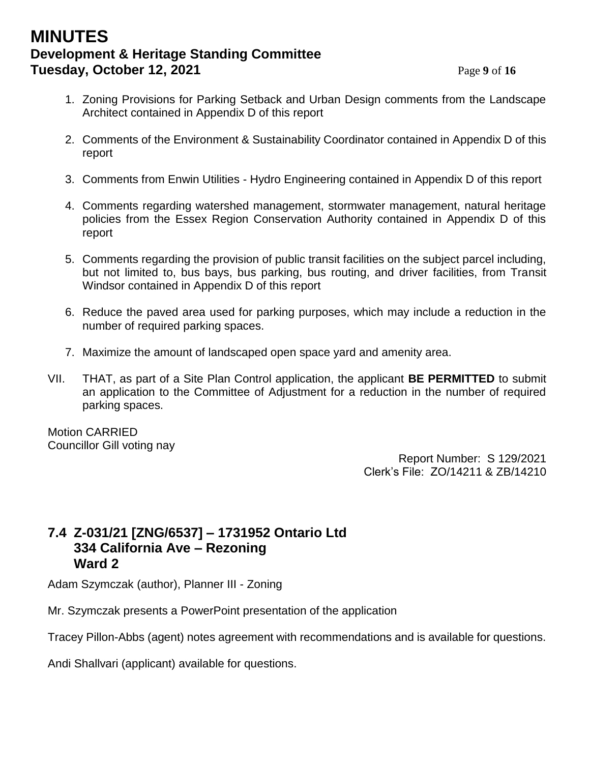1. Zoning Provisions for Parking Setback and Urban Design comments from the Landscape Architect contained in Appendix D of this report

2. Comments of the Environment & Sustainability Coordinator contained in Appendix D of this report

3. Comments from Enwin Utilities - Hydro Engineering contained in Appendix D of this report

4. Comments regarding watershed management, stormwater management, natural heritage policies from the Essex Region Conservation Authority contained in Appendix D of this report

5. Comments regarding the provision of public transit facilities on the subject parcel including, but not limited to, bus bays, bus parking, bus routing, and driver facilities, from Transit Windsor contained in Appendix D of this report

6. Reduce the paved area used for parking purposes, which may include a reduction in the number of required parking spaces.

7. Maximize the amount of landscaped open space yard and amenity area.

VII. THAT, as part of a Site Plan Control application, the applicant **BE PERMITTED** to submit an application to the Committee of Adjustment for a reduction in the number of required parking spaces.

Motion CARRIED
Councillor Gill voting nay

Report Number: S 129/2021
Clerk's File: ZO/14211 & ZB/14210

## 7.4 Z-031/21 [ZNG/6537] – 1731952 Ontario Ltd 334 California Ave – Rezoning Ward 2

Adam Szymczak (author), Planner III - Zoning

Mr. Szymczak presents a PowerPoint presentation of the application

Tracey Pillon-Abbs (agent) notes agreement with recommendations and is available for questions.

Andi Shallvari (applicant) available for questions.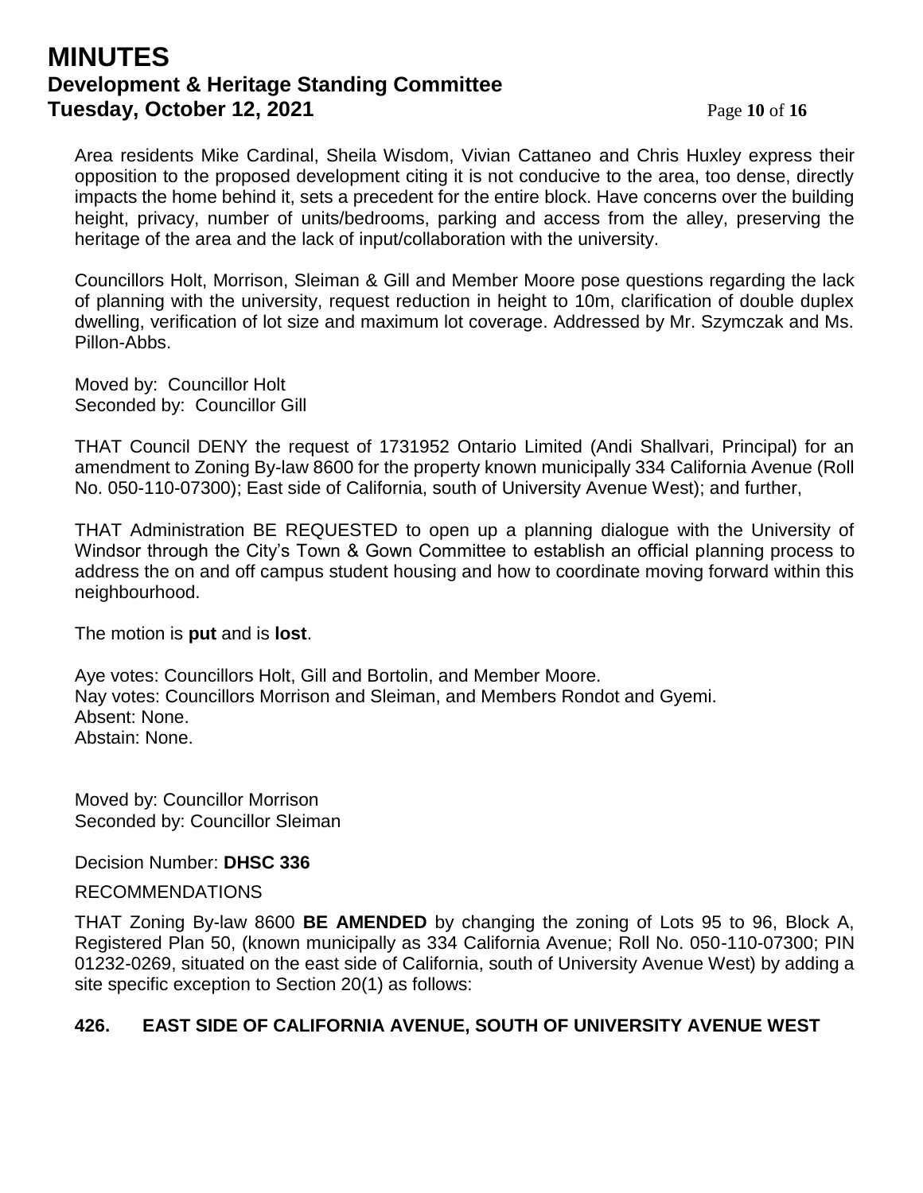Area residents Mike Cardinal, Sheila Wisdom, Vivian Cattaneo and Chris Huxley express their opposition to the proposed development citing it is not conducive to the area, too dense, directly impacts the home behind it, sets a precedent for the entire block. Have concerns over the building height, privacy, number of units/bedrooms, parking and access from the alley, preserving the heritage of the area and the lack of input/collaboration with the university.

Councillors Holt, Morrison, Sleiman & Gill and Member Moore pose questions regarding the lack of planning with the university, request reduction in height to 10m, clarification of double duplex dwelling, verification of lot size and maximum lot coverage. Addressed by Mr. Szymczak and Ms. Pillon-Abbs.

Moved by: Councillor Holt
Seconded by: Councillor Gill

THAT Council DENY the request of 1731952 Ontario Limited (Andi Shallvari, Principal) for an amendment to Zoning By-law 8600 for the property known municipally 334 California Avenue (Roll No. 050-110-07300); East side of California, south of University Avenue West); and further,

THAT Administration BE REQUESTED to open up a planning dialogue with the University of Windsor through the City's Town & Gown Committee to establish an official planning process to address the on and off campus student housing and how to coordinate moving forward within this neighbourhood.

The motion is **put** and is **lost**.

Aye votes: Councillors Holt, Gill and Bortolin, and Member Moore.
Nay votes: Councillors Morrison and Sleiman, and Members Rondot and Gyemi.
Absent: None.
Abstain: None.

Moved by: Councillor Morrison
Seconded by: Councillor Sleiman

Decision Number: **DHSC 336**

RECOMMENDATIONS

THAT Zoning By-law 8600 **BE AMENDED** by changing the zoning of Lots 95 to 96, Block A, Registered Plan 50, (known municipally as 334 California Avenue; Roll No. 050-110-07300; PIN 01232-0269, situated on the east side of California, south of University Avenue West) by adding a site specific exception to Section 20(1) as follows:

**426. EAST SIDE OF CALIFORNIA AVENUE, SOUTH OF UNIVERSITY AVENUE WEST**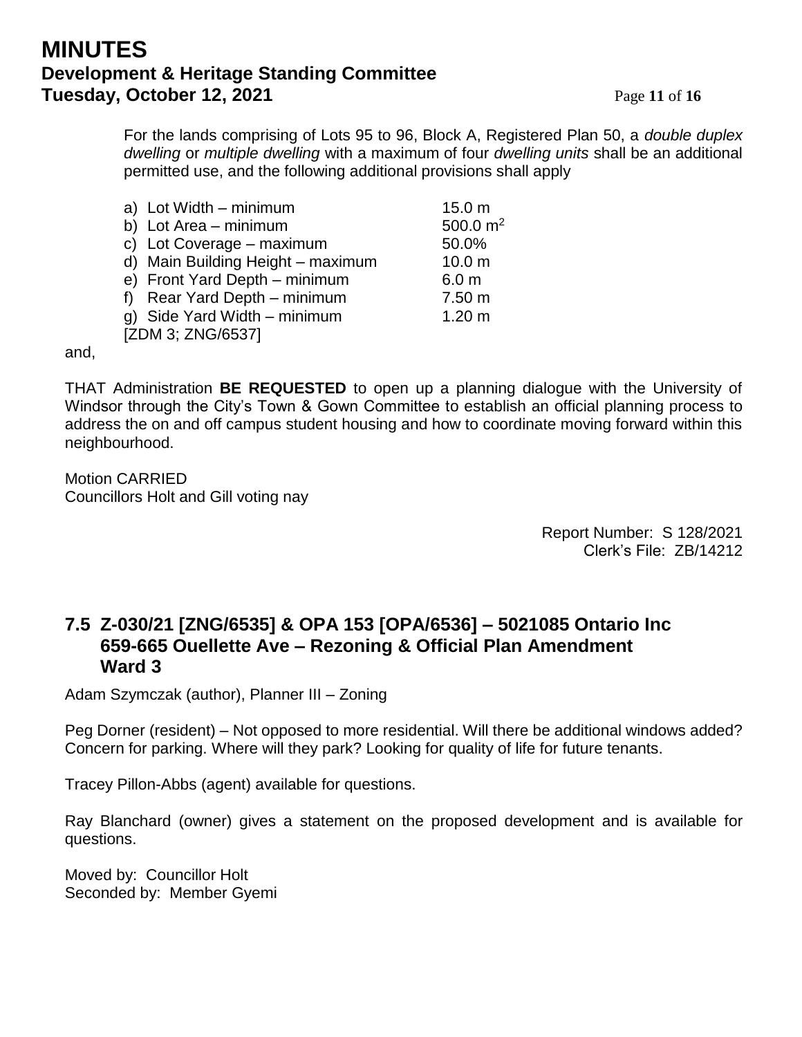For the lands comprising of Lots 95 to 96, Block A, Registered Plan 50, a *double duplex dwelling* or *multiple dwelling* with a maximum of four *dwelling units* shall be an additional permitted use, and the following additional provisions shall apply

| | |
|---|---|
| a) Lot Width – minimum | 15.0 m |
| b) Lot Area – minimum | 500.0 $m^2$ |
| c) Lot Coverage – maximum | 50.0% |
| d) Main Building Height – maximum | 10.0 m |
| e) Front Yard Depth – minimum | 6.0 m |
| f) Rear Yard Depth – minimum | 7.50 m |
| g) Side Yard Width – minimum | 1.20 m |

[ZDM 3; ZNG/6537]

and,

THAT Administration **BE REQUESTED** to open up a planning dialogue with the University of Windsor through the City's Town & Gown Committee to establish an official planning process to address the on and off campus student housing and how to coordinate moving forward within this neighbourhood.

Motion CARRIED
Councillors Holt and Gill voting nay

Report Number: S 128/2021
Clerk's File: ZB/14212

## 7.5 Z-030/21 [ZNG/6535] & OPA 153 [OPA/6536] – 5021085 Ontario Inc 659-665 Ouellette Ave – Rezoning & Official Plan Amendment Ward 3

Adam Szymczak (author), Planner III – Zoning

Peg Dorner (resident) – Not opposed to more residential. Will there be additional windows added? Concern for parking. Where will they park? Looking for quality of life for future tenants.

Tracey Pillon-Abbs (agent) available for questions.

Ray Blanchard (owner) gives a statement on the proposed development and is available for questions.

Moved by: Councillor Holt
Seconded by: Member Gyemi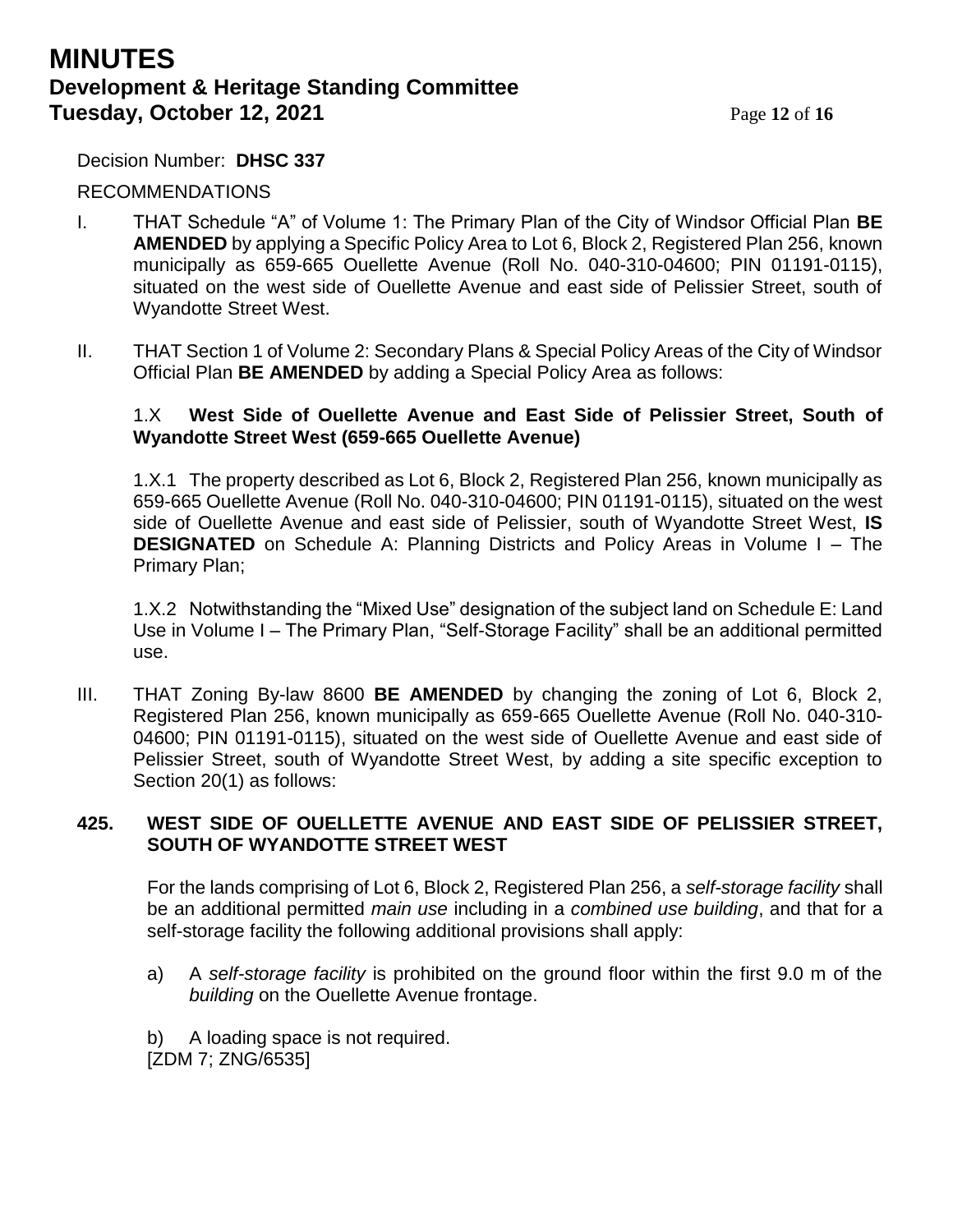Decision Number: **DHSC 337**

RECOMMENDATIONS

I. THAT Schedule "A" of Volume 1: The Primary Plan of the City of Windsor Official Plan **BE AMENDED** by applying a Specific Policy Area to Lot 6, Block 2, Registered Plan 256, known municipally as 659-665 Ouellette Avenue (Roll No. 040-310-04600; PIN 01191-0115), situated on the west side of Ouellette Avenue and east side of Pelissier Street, south of Wyandotte Street West.

II. THAT Section 1 of Volume 2: Secondary Plans & Special Policy Areas of the City of Windsor Official Plan **BE AMENDED** by adding a Special Policy Area as follows:

1.X **West Side of Ouellette Avenue and East Side of Pelissier Street, South of Wyandotte Street West (659-665 Ouellette Avenue)**

1.X.1 The property described as Lot 6, Block 2, Registered Plan 256, known municipally as 659-665 Ouellette Avenue (Roll No. 040-310-04600; PIN 01191-0115), situated on the west side of Ouellette Avenue and east side of Pelissier, south of Wyandotte Street West, **IS DESIGNATED** on Schedule A: Planning Districts and Policy Areas in Volume I – The Primary Plan;

1.X.2 Notwithstanding the "Mixed Use" designation of the subject land on Schedule E: Land Use in Volume I – The Primary Plan, "Self-Storage Facility" shall be an additional permitted use.

III. THAT Zoning By-law 8600 **BE AMENDED** by changing the zoning of Lot 6, Block 2, Registered Plan 256, known municipally as 659-665 Ouellette Avenue (Roll No. 040-310-04600; PIN 01191-0115), situated on the west side of Ouellette Avenue and east side of Pelissier Street, south of Wyandotte Street West, by adding a site specific exception to Section 20(1) as follows:

**425. WEST SIDE OF OUELLETTE AVENUE AND EAST SIDE OF PELISSIER STREET, SOUTH OF WYANDOTTE STREET WEST**

For the lands comprising of Lot 6, Block 2, Registered Plan 256, a *self-storage facility* shall be an additional permitted *main use* including in a *combined use building*, and that for a self-storage facility the following additional provisions shall apply:

a) A *self-storage facility* is prohibited on the ground floor within the first 9.0 m of the *building* on the Ouellette Avenue frontage.

b) A loading space is not required.
[ZDM 7; ZNG/6535]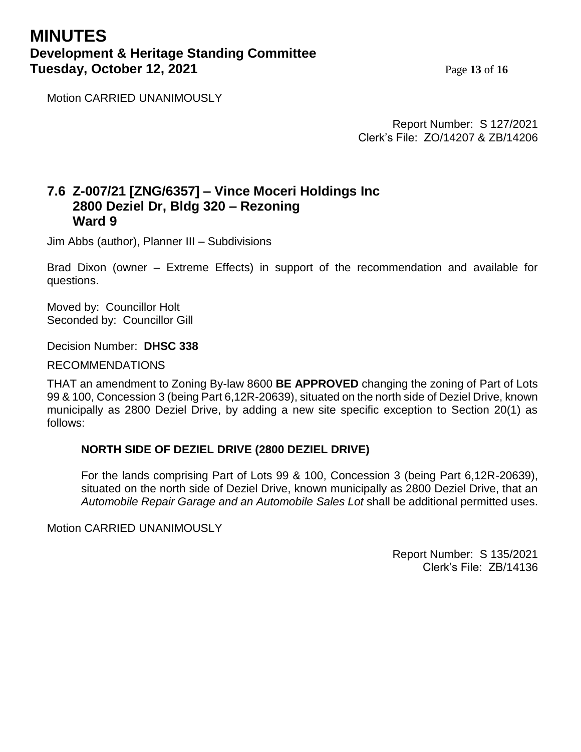Motion CARRIED UNANIMOUSLY

Report Number: S 127/2021
Clerk's File: ZO/14207 & ZB/14206

## 7.6 Z-007/21 [ZNG/6357] – Vince Moceri Holdings Inc 2800 Deziel Dr, Bldg 320 – Rezoning Ward 9

Jim Abbs (author), Planner III – Subdivisions

Brad Dixon (owner – Extreme Effects) in support of the recommendation and available for questions.

Moved by: Councillor Holt
Seconded by: Councillor Gill

Decision Number: **DHSC 338**

RECOMMENDATIONS

THAT an amendment to Zoning By-law 8600 **BE APPROVED** changing the zoning of Part of Lots 99 & 100, Concession 3 (being Part 6,12R-20639), situated on the north side of Deziel Drive, known municipally as 2800 Deziel Drive, by adding a new site specific exception to Section 20(1) as follows:

**NORTH SIDE OF DEZIEL DRIVE (2800 DEZIEL DRIVE)**

For the lands comprising Part of Lots 99 & 100, Concession 3 (being Part 6,12R-20639), situated on the north side of Deziel Drive, known municipally as 2800 Deziel Drive, that an *Automobile Repair Garage and an Automobile Sales Lot* shall be additional permitted uses.

Motion CARRIED UNANIMOUSLY

Report Number: S 135/2021
Clerk's File: ZB/14136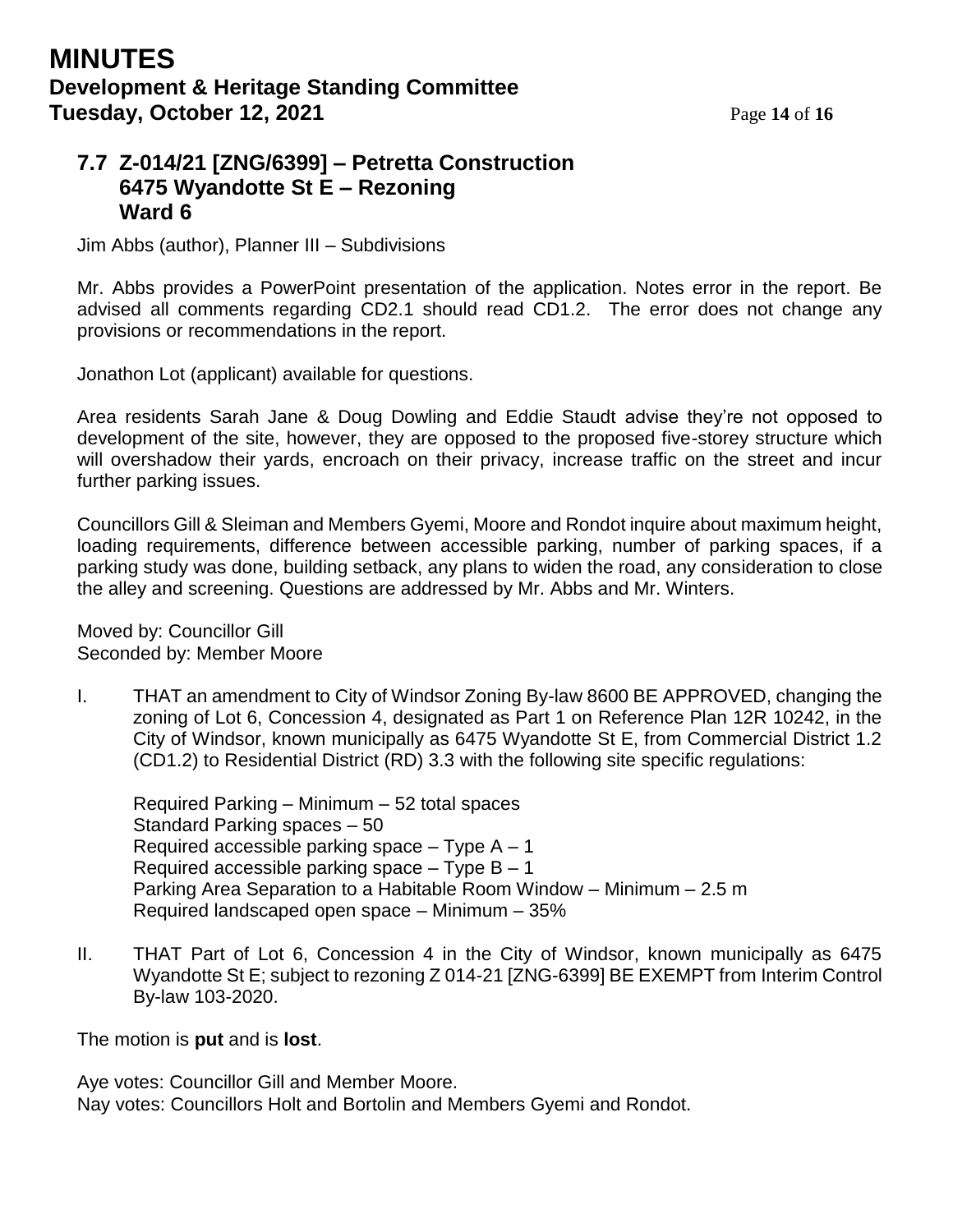### 7.7 Z-014/21 [ZNG/6399] – Petretta Construction 6475 Wyandotte St E – Rezoning Ward 6

Jim Abbs (author), Planner III – Subdivisions

Mr. Abbs provides a PowerPoint presentation of the application. Notes error in the report. Be advised all comments regarding CD2.1 should read CD1.2. The error does not change any provisions or recommendations in the report.

Jonathon Lot (applicant) available for questions.

Area residents Sarah Jane & Doug Dowling and Eddie Staudt advise they're not opposed to development of the site, however, they are opposed to the proposed five-storey structure which will overshadow their yards, encroach on their privacy, increase traffic on the street and incur further parking issues.

Councillors Gill & Sleiman and Members Gyemi, Moore and Rondot inquire about maximum height, loading requirements, difference between accessible parking, number of parking spaces, if a parking study was done, building setback, any plans to widen the road, any consideration to close the alley and screening. Questions are addressed by Mr. Abbs and Mr. Winters.

Moved by: Councillor Gill
Seconded by: Member Moore

I. THAT an amendment to City of Windsor Zoning By-law 8600 BE APPROVED, changing the zoning of Lot 6, Concession 4, designated as Part 1 on Reference Plan 12R 10242, in the City of Windsor, known municipally as 6475 Wyandotte St E, from Commercial District 1.2 (CD1.2) to Residential District (RD) 3.3 with the following site specific regulations:

   Required Parking – Minimum – 52 total spaces
   Standard Parking spaces – 50
   Required accessible parking space – Type A – 1
   Required accessible parking space – Type B – 1
   Parking Area Separation to a Habitable Room Window – Minimum – 2.5 m
   Required landscaped open space – Minimum – 35%

II. THAT Part of Lot 6, Concession 4 in the City of Windsor, known municipally as 6475 Wyandotte St E; subject to rezoning Z 014-21 [ZNG-6399] BE EXEMPT from Interim Control By-law 103-2020.

The motion is **put** and is **lost**.

Aye votes: Councillor Gill and Member Moore.
Nay votes: Councillors Holt and Bortolin and Members Gyemi and Rondot.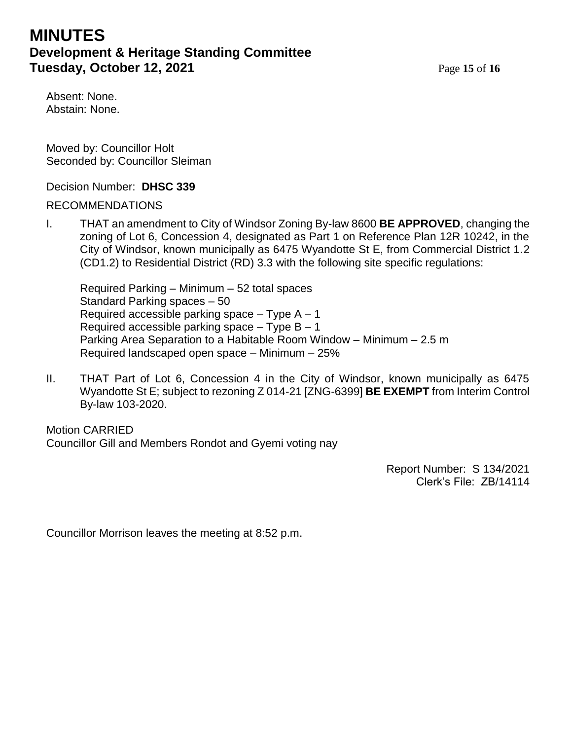Absent: None.
Abstain: None.

Moved by: Councillor Holt
Seconded by: Councillor Sleiman

Decision Number: **DHSC 339**

RECOMMENDATIONS

I. THAT an amendment to City of Windsor Zoning By-law 8600 **BE APPROVED**, changing the zoning of Lot 6, Concession 4, designated as Part 1 on Reference Plan 12R 10242, in the City of Windsor, known municipally as 6475 Wyandotte St E, from Commercial District 1.2 (CD1.2) to Residential District (RD) 3.3 with the following site specific regulations:

   Required Parking – Minimum – 52 total spaces
   Standard Parking spaces – 50
   Required accessible parking space – Type A – 1
   Required accessible parking space – Type B – 1
   Parking Area Separation to a Habitable Room Window – Minimum – 2.5 m
   Required landscaped open space – Minimum – 25%

II. THAT Part of Lot 6, Concession 4 in the City of Windsor, known municipally as 6475 Wyandotte St E; subject to rezoning Z 014-21 [ZNG-6399] **BE EXEMPT** from Interim Control By-law 103-2020.

Motion CARRIED
Councillor Gill and Members Rondot and Gyemi voting nay

Report Number: S 134/2021
Clerk's File: ZB/14114

Councillor Morrison leaves the meeting at 8:52 p.m.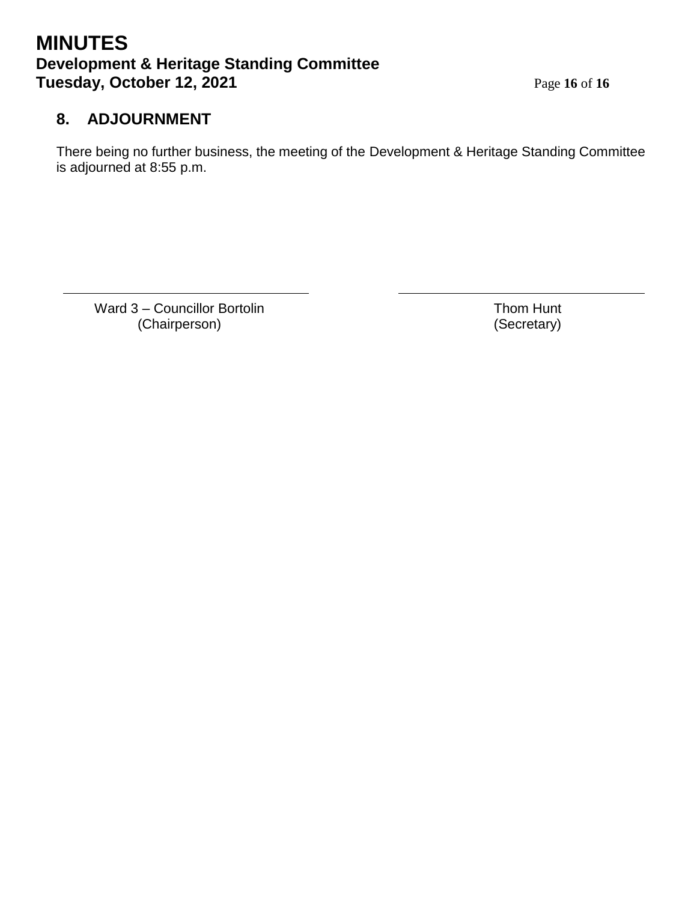## 8. ADJOURNMENT

There being no further business, the meeting of the Development & Heritage Standing Committee is adjourned at 8:55 p.m.

| | |
|---|---|
| Ward 3 – Councillor Bortolin (Chairperson) | Thom Hunt (Secretary) |